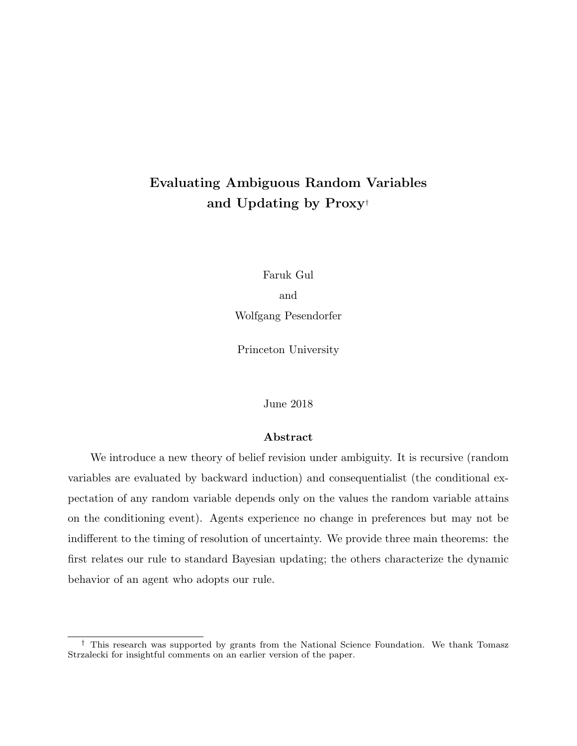# Evaluating Ambiguous Random Variables and Updating by Proxy[†]

Faruk Gul

and

Wolfgang Pesendorfer

Princeton University

June 2018

## Abstract

We introduce a new theory of belief revision under ambiguity. It is recursive (random variables are evaluated by backward induction) and consequentialist (the conditional expectation of any random variable depends only on the values the random variable attains on the conditioning event). Agents experience no change in preferences but may not be indifferent to the timing of resolution of uncertainty. We provide three main theorems: the first relates our rule to standard Bayesian updating; the others characterize the dynamic behavior of an agent who adopts our rule.

[†] This research was supported by grants from the National Science Foundation. We thank Tomasz Strzalecki for insightful comments on an earlier version of the paper.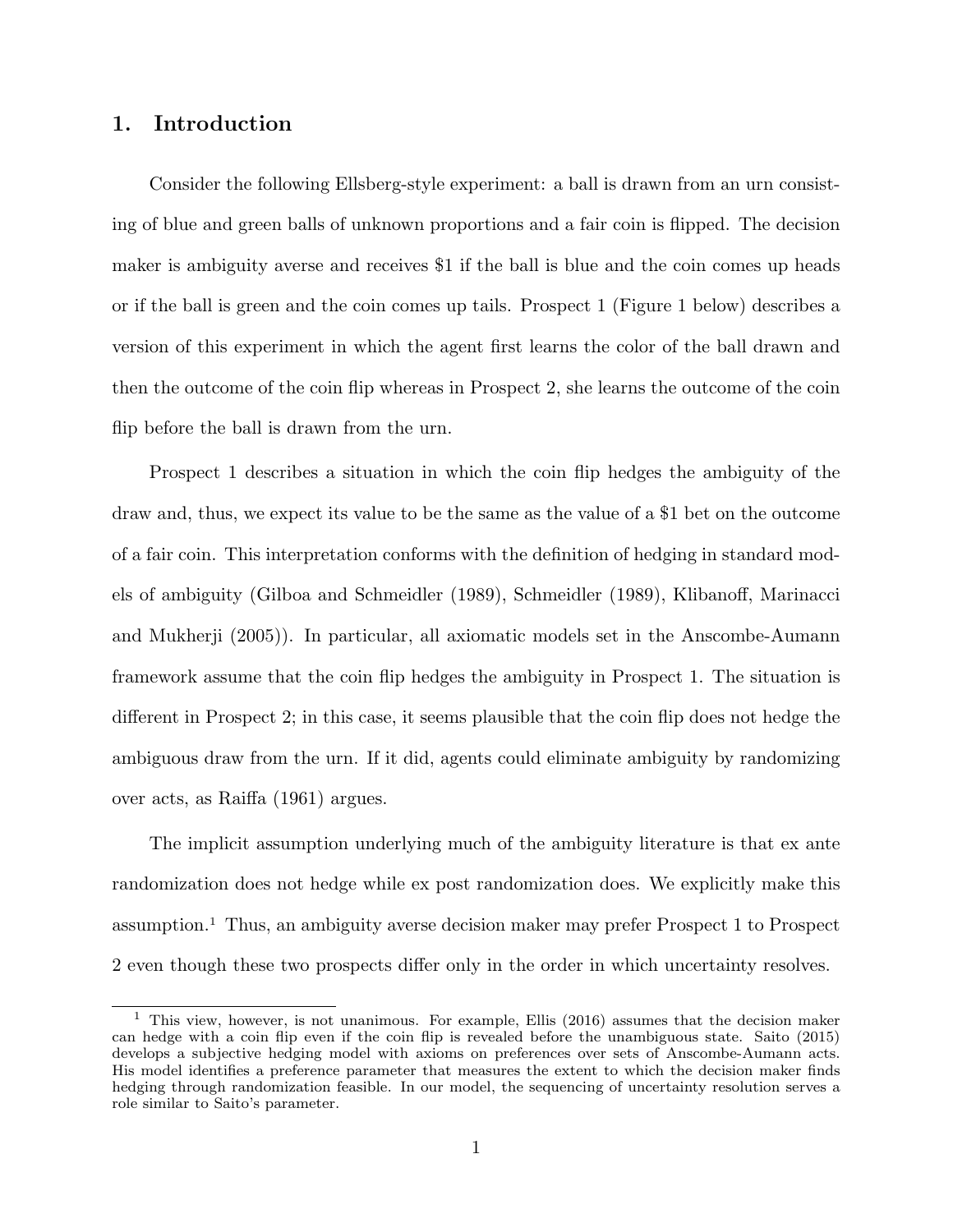## 1. Introduction

Consider the following Ellsberg-style experiment: a ball is drawn from an urn consisting of blue and green balls of unknown proportions and a fair coin is flipped. The decision maker is ambiguity averse and receives \$1 if the ball is blue and the coin comes up heads or if the ball is green and the coin comes up tails. Prospect 1 (Figure 1 below) describes a version of this experiment in which the agent first learns the color of the ball drawn and then the outcome of the coin flip whereas in Prospect 2, she learns the outcome of the coin flip before the ball is drawn from the urn.

Prospect 1 describes a situation in which the coin flip hedges the ambiguity of the draw and, thus, we expect its value to be the same as the value of a \$1 bet on the outcome of a fair coin. This interpretation conforms with the definition of hedging in standard models of ambiguity (Gilboa and Schmeidler (1989), Schmeidler (1989), Klibanoff, Marinacci and Mukherji (2005)). In particular, all axiomatic models set in the Anscombe-Aumann framework assume that the coin flip hedges the ambiguity in Prospect 1. The situation is different in Prospect 2; in this case, it seems plausible that the coin flip does not hedge the ambiguous draw from the urn. If it did, agents could eliminate ambiguity by randomizing over acts, as Raiffa (1961) argues.

The implicit assumption underlying much of the ambiguity literature is that ex ante randomization does not hedge while ex post randomization does. We explicitly make this assumption.[1] Thus, an ambiguity averse decision maker may prefer Prospect 1 to Prospect 2 even though these two prospects differ only in the order in which uncertainty resolves.

[1] This view, however, is not unanimous. For example, Ellis (2016) assumes that the decision maker can hedge with a coin flip even if the coin flip is revealed before the unambiguous state. Saito (2015) develops a subjective hedging model with axioms on preferences over sets of Anscombe-Aumann acts. His model identifies a preference parameter that measures the extent to which the decision maker finds hedging through randomization feasible. In our model, the sequencing of uncertainty resolution serves a role similar to Saito's parameter.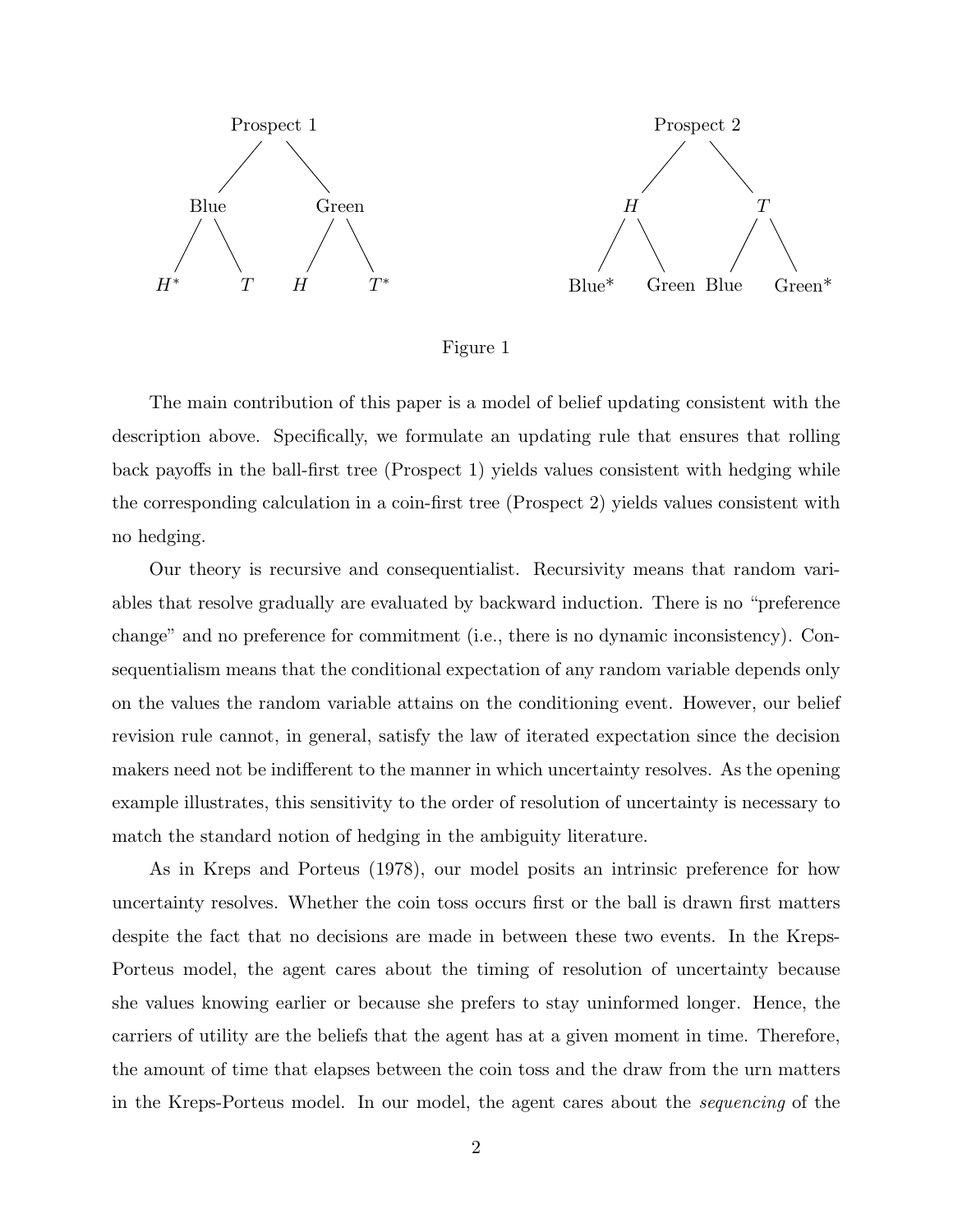```
         Prospect 1                          Prospect 2
        /          \                        /          \
     Blue          Green                   H            T
    /    \        /     \                /   \        /   \
  H*      T      H       T*          Blue*  Green  Blue   Green*
```

Figure 1

The main contribution of this paper is a model of belief updating consistent with the description above. Specifically, we formulate an updating rule that ensures that rolling back payoffs in the ball-first tree (Prospect 1) yields values consistent with hedging while the corresponding calculation in a coin-first tree (Prospect 2) yields values consistent with no hedging.

Our theory is recursive and consequentialist. Recursivity means that random variables that resolve gradually are evaluated by backward induction. There is no "preference change" and no preference for commitment (i.e., there is no dynamic inconsistency). Consequentialism means that the conditional expectation of any random variable depends only on the values the random variable attains on the conditioning event. However, our belief revision rule cannot, in general, satisfy the law of iterated expectation since the decision makers need not be indifferent to the manner in which uncertainty resolves. As the opening example illustrates, this sensitivity to the order of resolution of uncertainty is necessary to match the standard notion of hedging in the ambiguity literature.

As in Kreps and Porteus (1978), our model posits an intrinsic preference for how uncertainty resolves. Whether the coin toss occurs first or the ball is drawn first matters despite the fact that no decisions are made in between these two events. In the Kreps-Porteus model, the agent cares about the timing of resolution of uncertainty because she values knowing earlier or because she prefers to stay uninformed longer. Hence, the carriers of utility are the beliefs that the agent has at a given moment in time. Therefore, the amount of time that elapses between the coin toss and the draw from the urn matters in the Kreps-Porteus model. In our model, the agent cares about the *sequencing* of the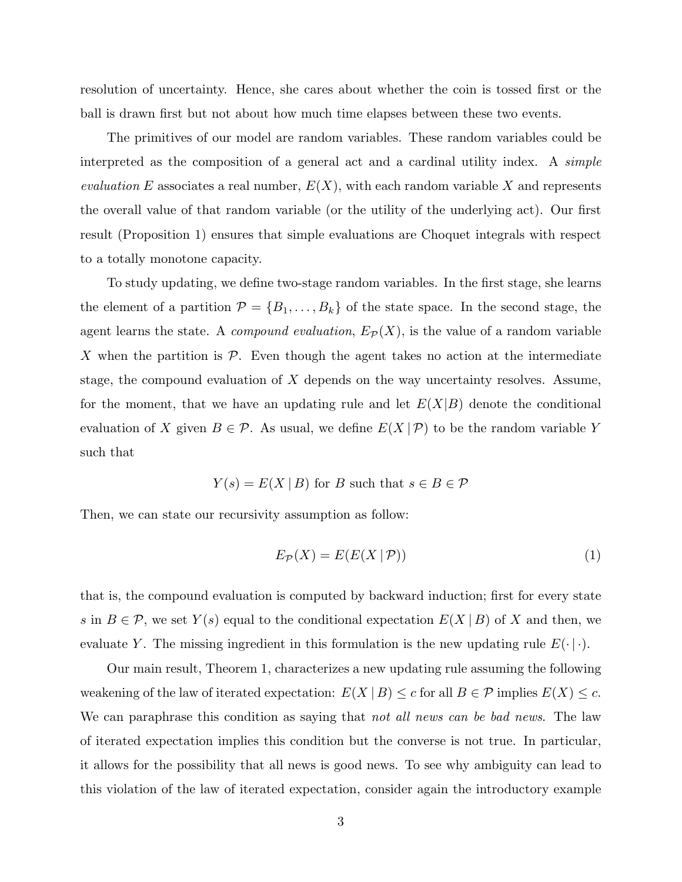resolution of uncertainty. Hence, she cares about whether the coin is tossed first or the ball is drawn first but not about how much time elapses between these two events.

The primitives of our model are random variables. These random variables could be interpreted as the composition of a general act and a cardinal utility index. A *simple evaluation* $E$ associates a real number, $E(X)$, with each random variable $X$ and represents the overall value of that random variable (or the utility of the underlying act). Our first result (Proposition 1) ensures that simple evaluations are Choquet integrals with respect to a totally monotone capacity.

To study updating, we define two-stage random variables. In the first stage, she learns the element of a partition $\mathcal{P} = \{B_1, \ldots, B_k\}$ of the state space. In the second stage, the agent learns the state. A *compound evaluation*, $E_{\mathcal{P}}(X)$, is the value of a random variable $X$ when the partition is $\mathcal{P}$. Even though the agent takes no action at the intermediate stage, the compound evaluation of $X$ depends on the way uncertainty resolves. Assume, for the moment, that we have an updating rule and let $E(X|B)$ denote the conditional evaluation of $X$ given $B \in \mathcal{P}$. As usual, we define $E(X \,|\, \mathcal{P})$ to be the random variable $Y$ such that

$$Y(s) = E(X \,|\, B) \text{ for } B \text{ such that } s \in B \in \mathcal{P}$$

Then, we can state our recursivity assumption as follow:

$$E_{\mathcal{P}}(X) = E(E(X \,|\, \mathcal{P})) \tag{1}$$

that is, the compound evaluation is computed by backward induction; first for every state $s$ in $B \in \mathcal{P}$, we set $Y(s)$ equal to the conditional expectation $E(X \,|\, B)$ of $X$ and then, we evaluate $Y$. The missing ingredient in this formulation is the new updating rule $E(\cdot \,|\, \cdot)$.

Our main result, Theorem 1, characterizes a new updating rule assuming the following weakening of the law of iterated expectation: $E(X \,|\, B) \leq c$ for all $B \in \mathcal{P}$ implies $E(X) \leq c$. We can paraphrase this condition as saying that *not all news can be bad news*. The law of iterated expectation implies this condition but the converse is not true. In particular, it allows for the possibility that all news is good news. To see why ambiguity can lead to this violation of the law of iterated expectation, consider again the introductory example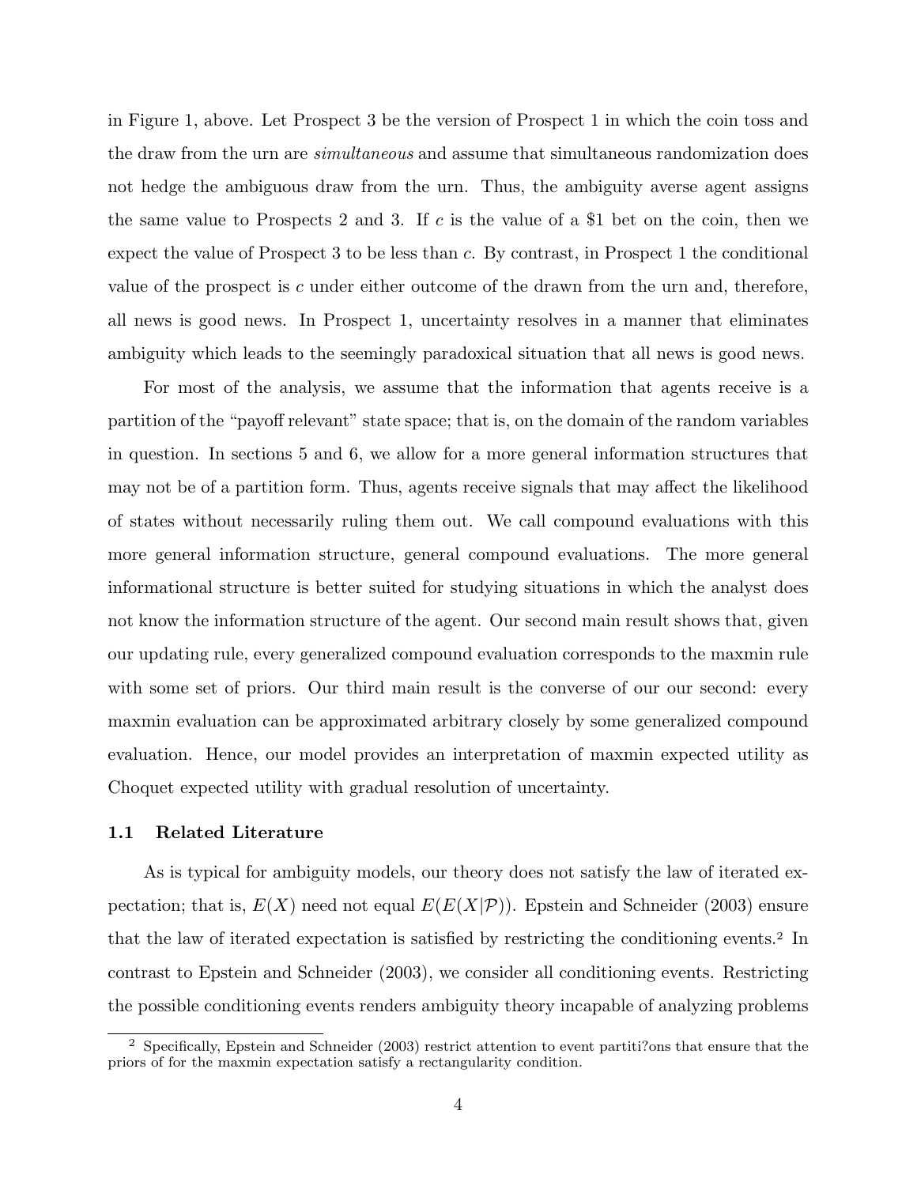in Figure 1, above. Let Prospect 3 be the version of Prospect 1 in which the coin toss and the draw from the urn are *simultaneous* and assume that simultaneous randomization does not hedge the ambiguous draw from the urn. Thus, the ambiguity averse agent assigns the same value to Prospects 2 and 3. If $c$ is the value of a \$1 bet on the coin, then we expect the value of Prospect 3 to be less than $c$. By contrast, in Prospect 1 the conditional value of the prospect is $c$ under either outcome of the drawn from the urn and, therefore, all news is good news. In Prospect 1, uncertainty resolves in a manner that eliminates ambiguity which leads to the seemingly paradoxical situation that all news is good news.

For most of the analysis, we assume that the information that agents receive is a partition of the "payoff relevant" state space; that is, on the domain of the random variables in question. In sections 5 and 6, we allow for a more general information structures that may not be of a partition form. Thus, agents receive signals that may affect the likelihood of states without necessarily ruling them out. We call compound evaluations with this more general information structure, general compound evaluations. The more general informational structure is better suited for studying situations in which the analyst does not know the information structure of the agent. Our second main result shows that, given our updating rule, every generalized compound evaluation corresponds to the maxmin rule with some set of priors. Our third main result is the converse of our our second: every maxmin evaluation can be approximated arbitrary closely by some generalized compound evaluation. Hence, our model provides an interpretation of maxmin expected utility as Choquet expected utility with gradual resolution of uncertainty.

### 1.1 Related Literature

As is typical for ambiguity models, our theory does not satisfy the law of iterated expectation; that is, $E(X)$ need not equal $E(E(X|\mathcal{P}))$. Epstein and Schneider (2003) ensure that the law of iterated expectation is satisfied by restricting the conditioning events.[2] In contrast to Epstein and Schneider (2003), we consider all conditioning events. Restricting the possible conditioning events renders ambiguity theory incapable of analyzing problems

[2] Specifically, Epstein and Schneider (2003) restrict attention to event partiti?ons that ensure that the priors of for the maxmin expectation satisfy a rectangularity condition.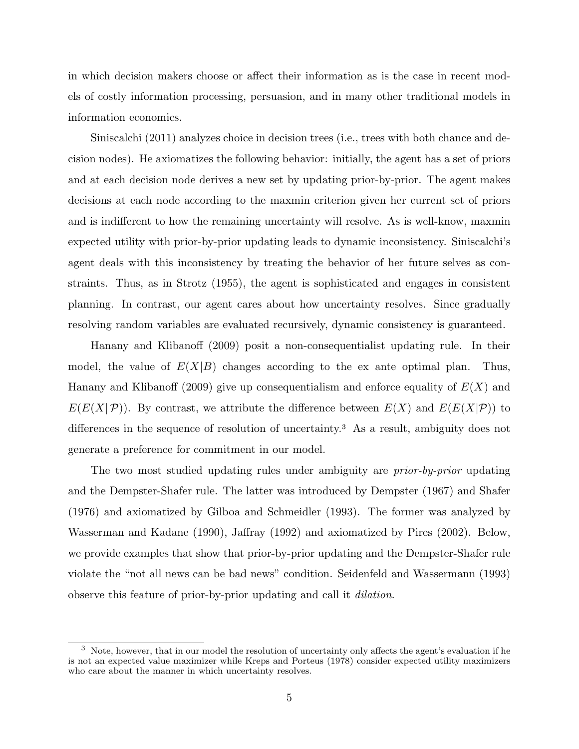in which decision makers choose or affect their information as is the case in recent models of costly information processing, persuasion, and in many other traditional models in information economics.

Siniscalchi (2011) analyzes choice in decision trees (i.e., trees with both chance and decision nodes). He axiomatizes the following behavior: initially, the agent has a set of priors and at each decision node derives a new set by updating prior-by-prior. The agent makes decisions at each node according to the maxmin criterion given her current set of priors and is indifferent to how the remaining uncertainty will resolve. As is well-know, maxmin expected utility with prior-by-prior updating leads to dynamic inconsistency. Siniscalchi's agent deals with this inconsistency by treating the behavior of her future selves as constraints. Thus, as in Strotz (1955), the agent is sophisticated and engages in consistent planning. In contrast, our agent cares about how uncertainty resolves. Since gradually resolving random variables are evaluated recursively, dynamic consistency is guaranteed.

Hanany and Klibanoff (2009) posit a non-consequentialist updating rule. In their model, the value of $E(X|B)$ changes according to the ex ante optimal plan. Thus, Hanany and Klibanoff (2009) give up consequentialism and enforce equality of $E(X)$ and $E(E(X|\mathcal{P}))$. By contrast, we attribute the difference between $E(X)$ and $E(E(X|\mathcal{P}))$ to differences in the sequence of resolution of uncertainty.[3] As a result, ambiguity does not generate a preference for commitment in our model.

The two most studied updating rules under ambiguity are *prior-by-prior* updating and the Dempster-Shafer rule. The latter was introduced by Dempster (1967) and Shafer (1976) and axiomatized by Gilboa and Schmeidler (1993). The former was analyzed by Wasserman and Kadane (1990), Jaffray (1992) and axiomatized by Pires (2002). Below, we provide examples that show that prior-by-prior updating and the Dempster-Shafer rule violate the "not all news can be bad news" condition. Seidenfeld and Wassermann (1993) observe this feature of prior-by-prior updating and call it *dilation*.

[3] Note, however, that in our model the resolution of uncertainty only affects the agent's evaluation if he is not an expected value maximizer while Kreps and Porteus (1978) consider expected utility maximizers who care about the manner in which uncertainty resolves.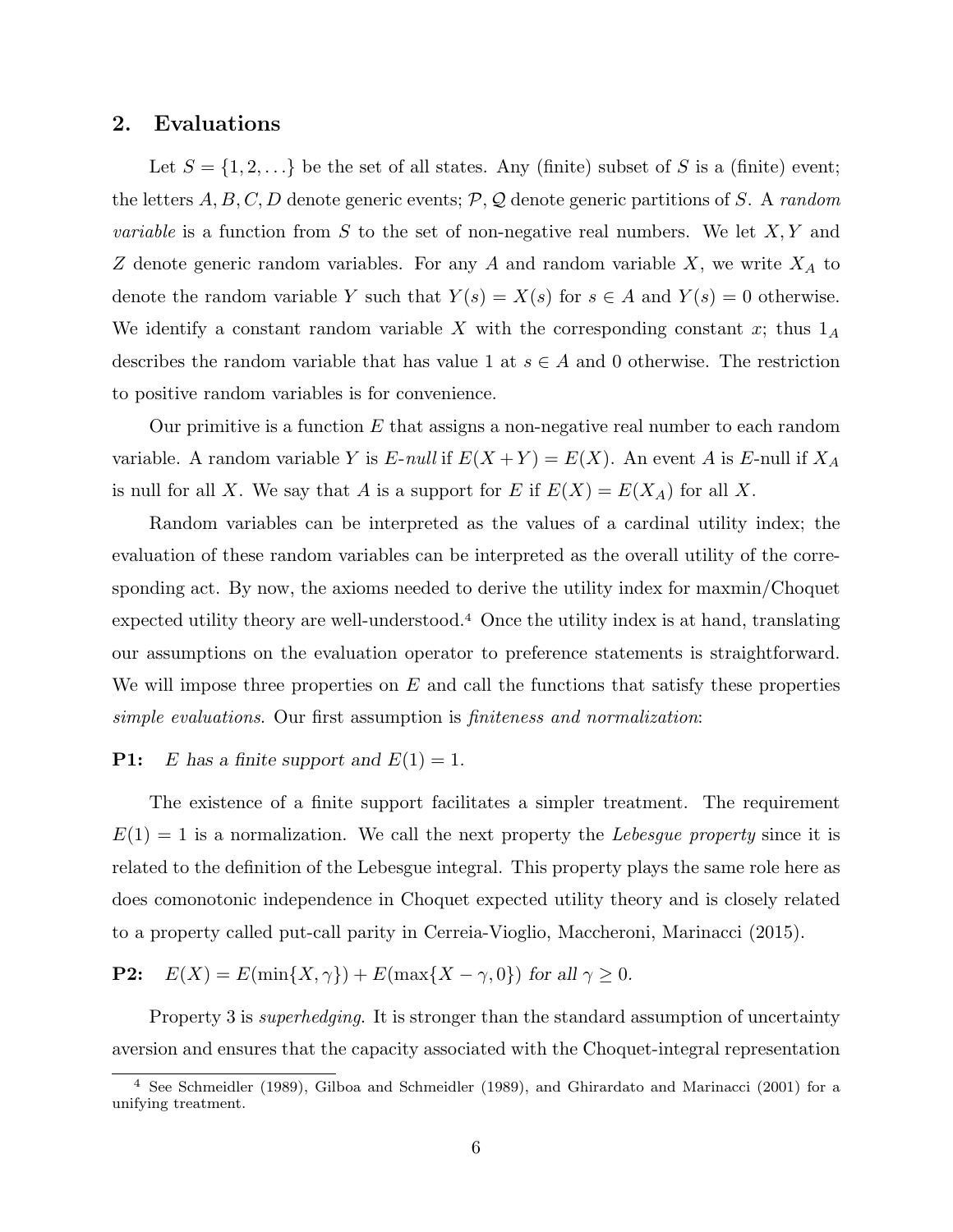## 2. Evaluations

Let $S = \{1, 2, \ldots\}$ be the set of all states. Any (finite) subset of $S$ is a (finite) event; the letters $A, B, C, D$ denote generic events; $\mathcal{P}, \mathcal{Q}$ denote generic partitions of $S$. A *random variable* is a function from $S$ to the set of non-negative real numbers. We let $X, Y$ and $Z$ denote generic random variables. For any $A$ and random variable $X$, we write $X_A$ to denote the random variable $Y$ such that $Y(s) = X(s)$ for $s \in A$ and $Y(s) = 0$ otherwise. We identify a constant random variable $X$ with the corresponding constant $x$; thus $1_A$ describes the random variable that has value 1 at $s \in A$ and 0 otherwise. The restriction to positive random variables is for convenience.

Our primitive is a function $E$ that assigns a non-negative real number to each random variable. A random variable $Y$ is *E-null* if $E(X + Y) = E(X)$. An event $A$ is $E$-null if $X_A$ is null for all $X$. We say that $A$ is a support for $E$ if $E(X) = E(X_A)$ for all $X$.

Random variables can be interpreted as the values of a cardinal utility index; the evaluation of these random variables can be interpreted as the overall utility of the corresponding act. By now, the axioms needed to derive the utility index for maxmin/Choquet expected utility theory are well-understood.[4] Once the utility index is at hand, translating our assumptions on the evaluation operator to preference statements is straightforward. We will impose three properties on $E$ and call the functions that satisfy these properties *simple evaluations*. Our first assumption is *finiteness and normalization*:

**P1:** *$E$ has a finite support and $E(1) = 1$.*

The existence of a finite support facilitates a simpler treatment. The requirement $E(1) = 1$ is a normalization. We call the next property the *Lebesgue property* since it is related to the definition of the Lebesgue integral. This property plays the same role here as does comonotonic independence in Choquet expected utility theory and is closely related to a property called put-call parity in Cerreia-Vioglio, Maccheroni, Marinacci (2015).

**P2:** $E(X) = E(\min\{X, \gamma\}) + E(\max\{X - \gamma, 0\})$ *for all* $\gamma \geq 0$.

Property 3 is *superhedging*. It is stronger than the standard assumption of uncertainty aversion and ensures that the capacity associated with the Choquet-integral representation

[4] See Schmeidler (1989), Gilboa and Schmeidler (1989), and Ghirardato and Marinacci (2001) for a unifying treatment.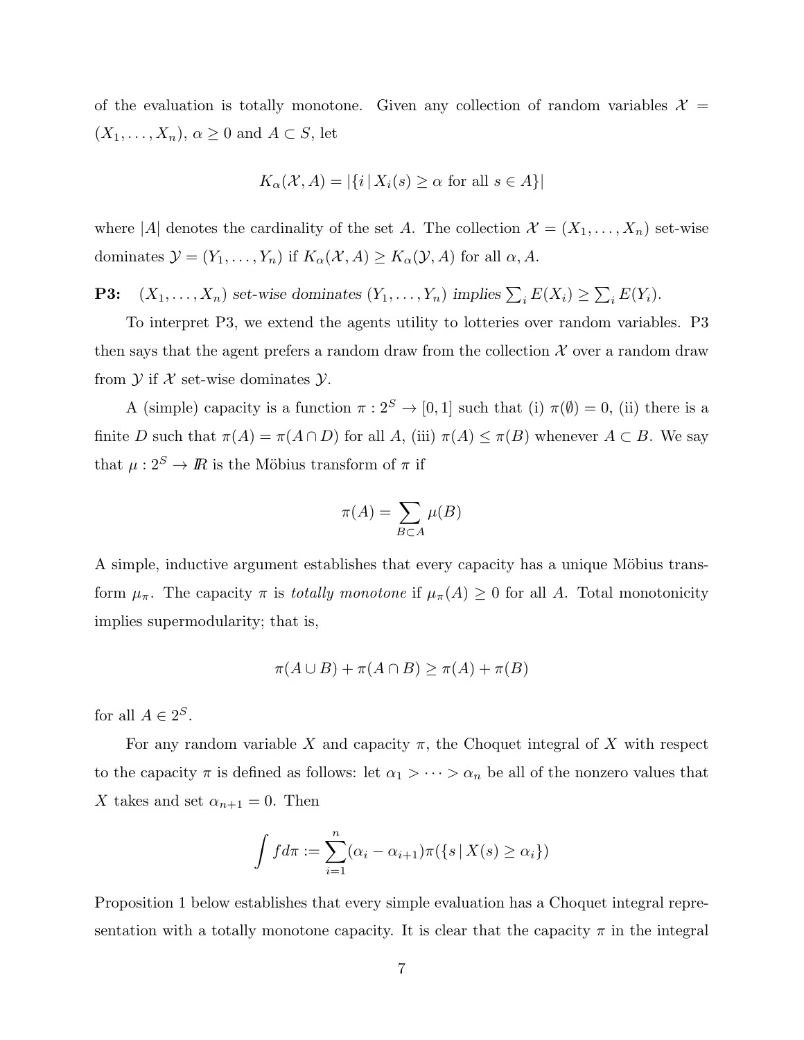of the evaluation is totally monotone. Given any collection of random variables $\mathcal{X} = (X_1, \ldots, X_n)$, $\alpha \geq 0$ and $A \subset S$, let

$$K_\alpha(\mathcal{X}, A) = |\{i \mid X_i(s) \geq \alpha \text{ for all } s \in A\}|$$

where $|A|$ denotes the cardinality of the set $A$. The collection $\mathcal{X} = (X_1, \ldots, X_n)$ set-wise dominates $\mathcal{Y} = (Y_1, \ldots, Y_n)$ if $K_\alpha(\mathcal{X}, A) \geq K_\alpha(\mathcal{Y}, A)$ for all $\alpha, A$.

**P3:** $(X_1, \ldots, X_n)$ *set-wise dominates* $(Y_1, \ldots, Y_n)$ *implies* $\sum_i E(X_i) \geq \sum_i E(Y_i)$.

To interpret P3, we extend the agents utility to lotteries over random variables. P3 then says that the agent prefers a random draw from the collection $\mathcal{X}$ over a random draw from $\mathcal{Y}$ if $\mathcal{X}$ set-wise dominates $\mathcal{Y}$.

A (simple) capacity is a function $\pi : 2^S \to [0, 1]$ such that (i) $\pi(\emptyset) = 0$, (ii) there is a finite $D$ such that $\pi(A) = \pi(A \cap D)$ for all $A$, (iii) $\pi(A) \leq \pi(B)$ whenever $A \subset B$. We say that $\mu : 2^S \to I\!R$ is the Möbius transform of $\pi$ if

$$\pi(A) = \sum_{B \subset A} \mu(B)$$

A simple, inductive argument establishes that every capacity has a unique Möbius transform $\mu_\pi$. The capacity $\pi$ is *totally monotone* if $\mu_\pi(A) \geq 0$ for all $A$. Total monotonicity implies supermodularity; that is,

$$\pi(A \cup B) + \pi(A \cap B) \geq \pi(A) + \pi(B)$$

for all $A \in 2^S$.

For any random variable $X$ and capacity $\pi$, the Choquet integral of $X$ with respect to the capacity $\pi$ is defined as follows: let $\alpha_1 > \cdots > \alpha_n$ be all of the nonzero values that $X$ takes and set $\alpha_{n+1} = 0$. Then

$$\int f d\pi := \sum_{i=1}^{n} (\alpha_i - \alpha_{i+1}) \pi(\{s \mid X(s) \geq \alpha_i\})$$

Proposition 1 below establishes that every simple evaluation has a Choquet integral representation with a totally monotone capacity. It is clear that the capacity $\pi$ in the integral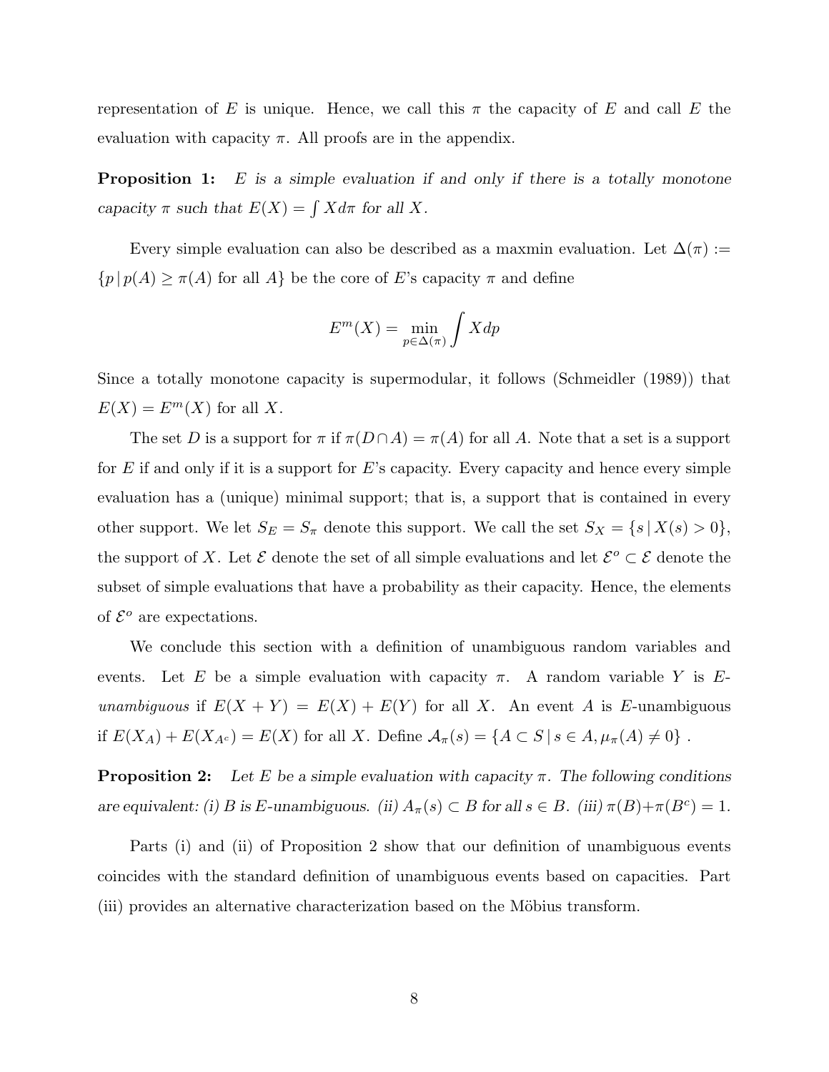representation of $E$ is unique. Hence, we call this $\pi$ the capacity of $E$ and call $E$ the evaluation with capacity $\pi$. All proofs are in the appendix.

**Proposition 1:** *$E$ is a simple evaluation if and only if there is a totally monotone capacity $\pi$ such that $E(X) = \int X d\pi$ for all $X$.*

Every simple evaluation can also be described as a maxmin evaluation. Let $\Delta(\pi) := \{p \,|\, p(A) \geq \pi(A) \text{ for all } A\}$ be the core of $E$'s capacity $\pi$ and define

$$E^m(X) = \min_{p \in \Delta(\pi)} \int X dp$$

Since a totally monotone capacity is supermodular, it follows (Schmeidler (1989)) that $E(X) = E^m(X)$ for all $X$.

The set $D$ is a support for $\pi$ if $\pi(D \cap A) = \pi(A)$ for all $A$. Note that a set is a support for $E$ if and only if it is a support for $E$'s capacity. Every capacity and hence every simple evaluation has a (unique) minimal support; that is, a support that is contained in every other support. We let $S_E = S_\pi$ denote this support. We call the set $S_X = \{s \,|\, X(s) > 0\}$, the support of $X$. Let $\mathcal{E}$ denote the set of all simple evaluations and let $\mathcal{E}^o \subset \mathcal{E}$ denote the subset of simple evaluations that have a probability as their capacity. Hence, the elements of $\mathcal{E}^o$ are expectations.

We conclude this section with a definition of unambiguous random variables and events. Let $E$ be a simple evaluation with capacity $\pi$. A random variable $Y$ is *$E$-unambiguous* if $E(X + Y) = E(X) + E(Y)$ for all $X$. An event $A$ is $E$-unambiguous if $E(X_A) + E(X_{A^c}) = E(X)$ for all $X$. Define $\mathcal{A}_\pi(s) = \{A \subset S \,|\, s \in A, \mu_\pi(A) \neq 0\}$ .

**Proposition 2:** *Let $E$ be a simple evaluation with capacity $\pi$. The following conditions are equivalent: (i) $B$ is $E$-unambiguous. (ii) $A_\pi(s) \subset B$ for all $s \in B$. (iii) $\pi(B) + \pi(B^c) = 1$.*

Parts (i) and (ii) of Proposition 2 show that our definition of unambiguous events coincides with the standard definition of unambiguous events based on capacities. Part (iii) provides an alternative characterization based on the Möbius transform.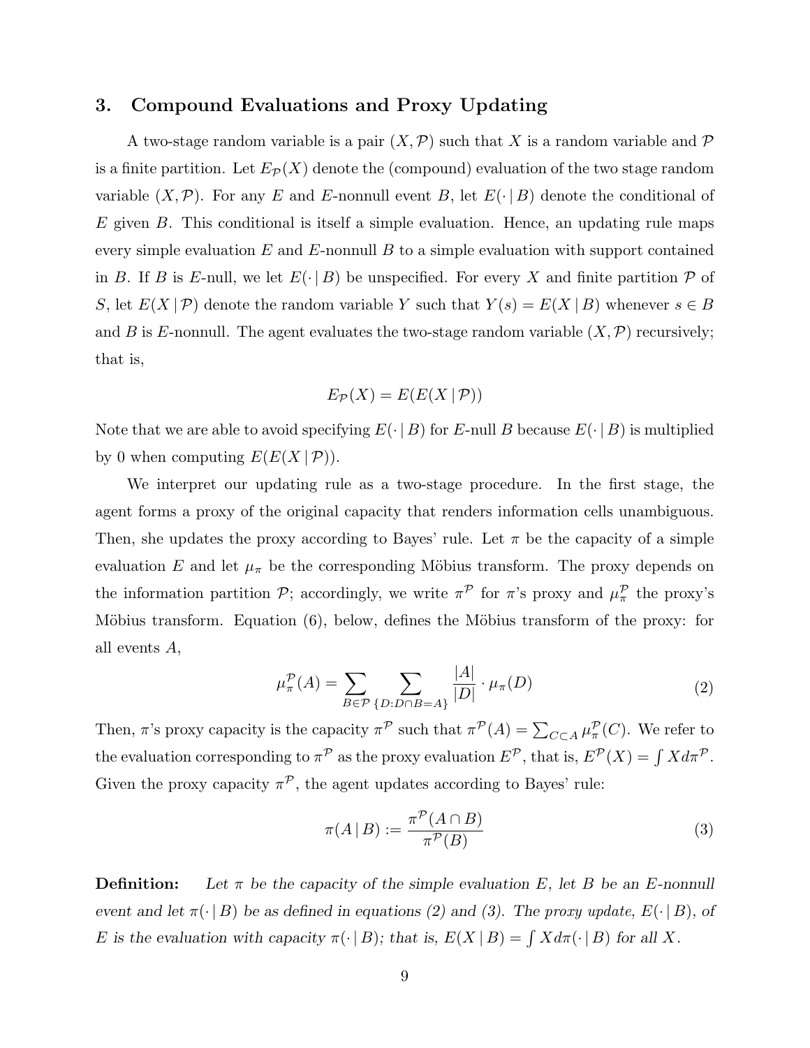## 3. Compound Evaluations and Proxy Updating

A two-stage random variable is a pair $(X, \mathcal{P})$ such that $X$ is a random variable and $\mathcal{P}$ is a finite partition. Let $E_{\mathcal{P}}(X)$ denote the (compound) evaluation of the two stage random variable $(X, \mathcal{P})$. For any $E$ and $E$-nonnull event $B$, let $E(\cdot \,|\, B)$ denote the conditional of $E$ given $B$. This conditional is itself a simple evaluation. Hence, an updating rule maps every simple evaluation $E$ and $E$-nonnull $B$ to a simple evaluation with support contained in $B$. If $B$ is $E$-null, we let $E(\cdot \,|\, B)$ be unspecified. For every $X$ and finite partition $\mathcal{P}$ of $S$, let $E(X \,|\, \mathcal{P})$ denote the random variable $Y$ such that $Y(s) = E(X \,|\, B)$ whenever $s \in B$ and $B$ is $E$-nonnull. The agent evaluates the two-stage random variable $(X, \mathcal{P})$ recursively; that is,

$$E_{\mathcal{P}}(X) = E(E(X \,|\, \mathcal{P}))$$

Note that we are able to avoid specifying $E(\cdot \,|\, B)$ for $E$-null $B$ because $E(\cdot \,|\, B)$ is multiplied by 0 when computing $E(E(X \,|\, \mathcal{P}))$.

We interpret our updating rule as a two-stage procedure. In the first stage, the agent forms a proxy of the original capacity that renders information cells unambiguous. Then, she updates the proxy according to Bayes' rule. Let $\pi$ be the capacity of a simple evaluation $E$ and let $\mu_\pi$ be the corresponding Möbius transform. The proxy depends on the information partition $\mathcal{P}$; accordingly, we write $\pi^{\mathcal{P}}$ for $\pi$'s proxy and $\mu_\pi^{\mathcal{P}}$ the proxy's Möbius transform. Equation (6), below, defines the Möbius transform of the proxy: for all events $A$,

$$\mu_\pi^{\mathcal{P}}(A) = \sum_{B \in \mathcal{P}} \sum_{\{D : D \cap B = A\}} \frac{|A|}{|D|} \cdot \mu_\pi(D) \tag{2}$$

Then, $\pi$'s proxy capacity is the capacity $\pi^{\mathcal{P}}$ such that $\pi^{\mathcal{P}}(A) = \sum_{C \subset A} \mu_\pi^{\mathcal{P}}(C)$. We refer to the evaluation corresponding to $\pi^{\mathcal{P}}$ as the proxy evaluation $E^{\mathcal{P}}$, that is, $E^{\mathcal{P}}(X) = \int X d\pi^{\mathcal{P}}$. Given the proxy capacity $\pi^{\mathcal{P}}$, the agent updates according to Bayes' rule:

$$\pi(A \,|\, B) := \frac{\pi^{\mathcal{P}}(A \cap B)}{\pi^{\mathcal{P}}(B)} \tag{3}$$

**Definition:** *Let $\pi$ be the capacity of the simple evaluation $E$, let $B$ be an $E$-nonnull event and let $\pi(\cdot \,|\, B)$ be as defined in equations (2) and (3). The proxy update, $E(\cdot \,|\, B)$, of $E$ is the evaluation with capacity $\pi(\cdot \,|\, B)$; that is, $E(X \,|\, B) = \int X d\pi(\cdot \,|\, B)$ for all $X$.*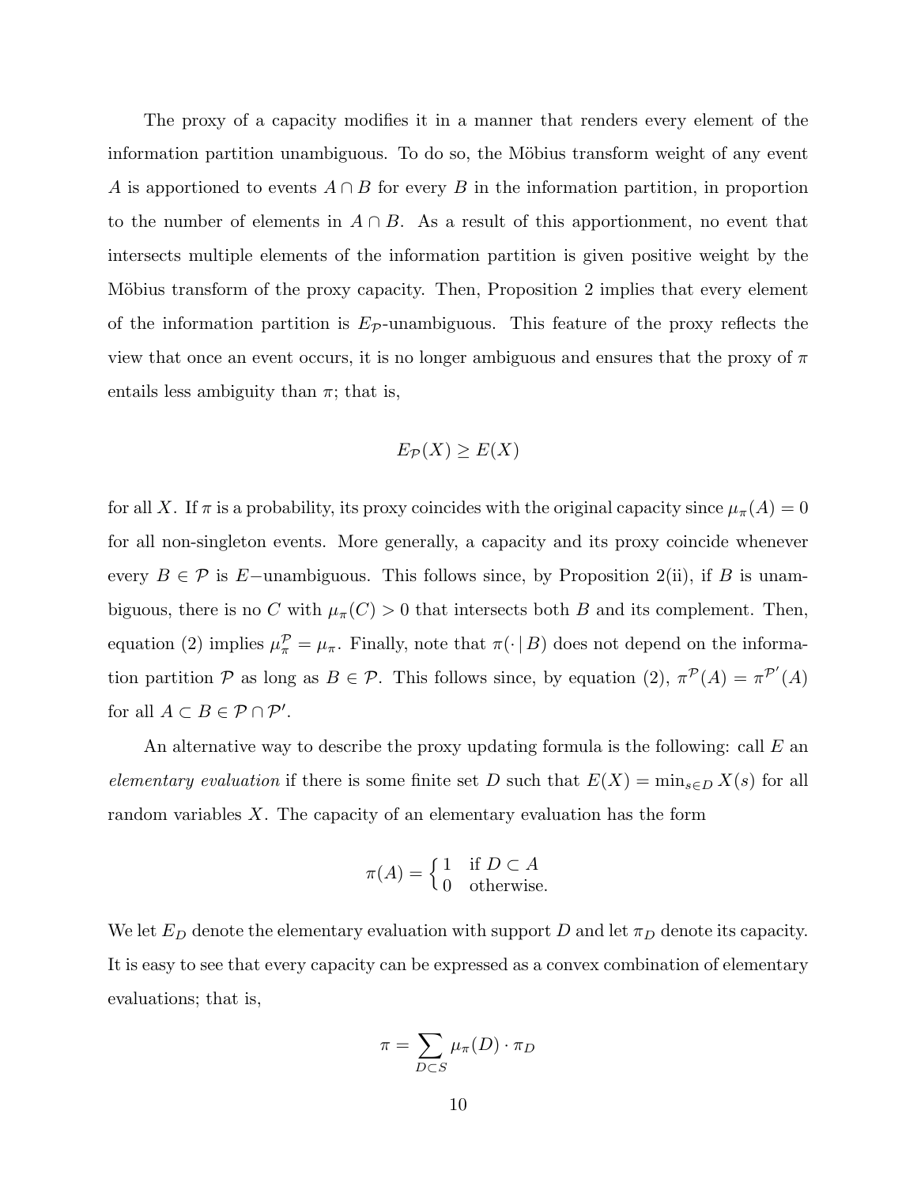The proxy of a capacity modifies it in a manner that renders every element of the information partition unambiguous. To do so, the Möbius transform weight of any event $A$ is apportioned to events $A \cap B$ for every $B$ in the information partition, in proportion to the number of elements in $A \cap B$. As a result of this apportionment, no event that intersects multiple elements of the information partition is given positive weight by the Möbius transform of the proxy capacity. Then, Proposition 2 implies that every element of the information partition is $E_{\mathcal{P}}$-unambiguous. This feature of the proxy reflects the view that once an event occurs, it is no longer ambiguous and ensures that the proxy of $\pi$ entails less ambiguity than $\pi$; that is,

$$E_{\mathcal{P}}(X) \geq E(X)$$

for all $X$. If $\pi$ is a probability, its proxy coincides with the original capacity since $\mu_\pi(A) = 0$ for all non-singleton events. More generally, a capacity and its proxy coincide whenever every $B \in \mathcal{P}$ is $E-$unambiguous. This follows since, by Proposition 2(ii), if $B$ is unambiguous, there is no $C$ with $\mu_\pi(C) > 0$ that intersects both $B$ and its complement. Then, equation (2) implies $\mu_\pi^{\mathcal{P}} = \mu_\pi$. Finally, note that $\pi(\cdot \mid B)$ does not depend on the information partition $\mathcal{P}$ as long as $B \in \mathcal{P}$. This follows since, by equation (2), $\pi^{\mathcal{P}}(A) = \pi^{\mathcal{P}'}(A)$ for all $A \subset B \in \mathcal{P} \cap \mathcal{P}'$.

An alternative way to describe the proxy updating formula is the following: call $E$ an *elementary evaluation* if there is some finite set $D$ such that $E(X) = \min_{s \in D} X(s)$ for all random variables $X$. The capacity of an elementary evaluation has the form

$$\pi(A) = \begin{cases} 1 & \text{if } D \subset A \\ 0 & \text{otherwise.} \end{cases}$$

We let $E_D$ denote the elementary evaluation with support $D$ and let $\pi_D$ denote its capacity. It is easy to see that every capacity can be expressed as a convex combination of elementary evaluations; that is,

$$\pi = \sum_{D \subset S} \mu_\pi(D) \cdot \pi_D$$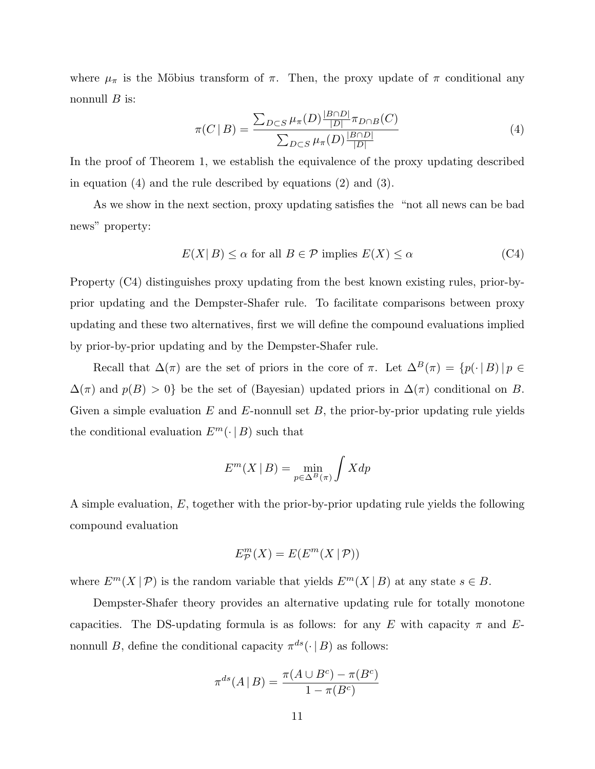where $\mu_\pi$ is the Möbius transform of $\pi$. Then, the proxy update of $\pi$ conditional any nonnull $B$ is:

$$\pi(C \mid B) = \frac{\sum_{D \subset S} \mu_\pi(D) \frac{|B \cap D|}{|D|} \pi_{D \cap B}(C)}{\sum_{D \subset S} \mu_\pi(D) \frac{|B \cap D|}{|D|}} \tag{4}$$

In the proof of Theorem 1, we establish the equivalence of the proxy updating described in equation (4) and the rule described by equations (2) and (3).

As we show in the next section, proxy updating satisfies the "not all news can be bad news" property:

$$E(X \mid B) \leq \alpha \text{ for all } B \in \mathcal{P} \text{ implies } E(X) \leq \alpha \tag{C4}$$

Property (C4) distinguishes proxy updating from the best known existing rules, prior-by-prior updating and the Dempster-Shafer rule. To facilitate comparisons between proxy updating and these two alternatives, first we will define the compound evaluations implied by prior-by-prior updating and by the Dempster-Shafer rule.

Recall that $\Delta(\pi)$ are the set of priors in the core of $\pi$. Let $\Delta^B(\pi) = \{p(\cdot \mid B) \mid p \in \Delta(\pi) \text{ and } p(B) > 0\}$ be the set of (Bayesian) updated priors in $\Delta(\pi)$ conditional on $B$. Given a simple evaluation $E$ and $E$-nonnull set $B$, the prior-by-prior updating rule yields the conditional evaluation $E^m(\cdot \mid B)$ such that

$$E^m(X \mid B) = \min_{p \in \Delta^B(\pi)} \int X dp$$

A simple evaluation, $E$, together with the prior-by-prior updating rule yields the following compound evaluation

$$E^m_{\mathcal{P}}(X) = E(E^m(X \mid \mathcal{P}))$$

where $E^m(X \mid \mathcal{P})$ is the random variable that yields $E^m(X \mid B)$ at any state $s \in B$.

Dempster-Shafer theory provides an alternative updating rule for totally monotone capacities. The DS-updating formula is as follows: for any $E$ with capacity $\pi$ and $E$-nonnull $B$, define the conditional capacity $\pi^{ds}(\cdot \mid B)$ as follows:

$$\pi^{ds}(A \mid B) = \frac{\pi(A \cup B^c) - \pi(B^c)}{1 - \pi(B^c)}$$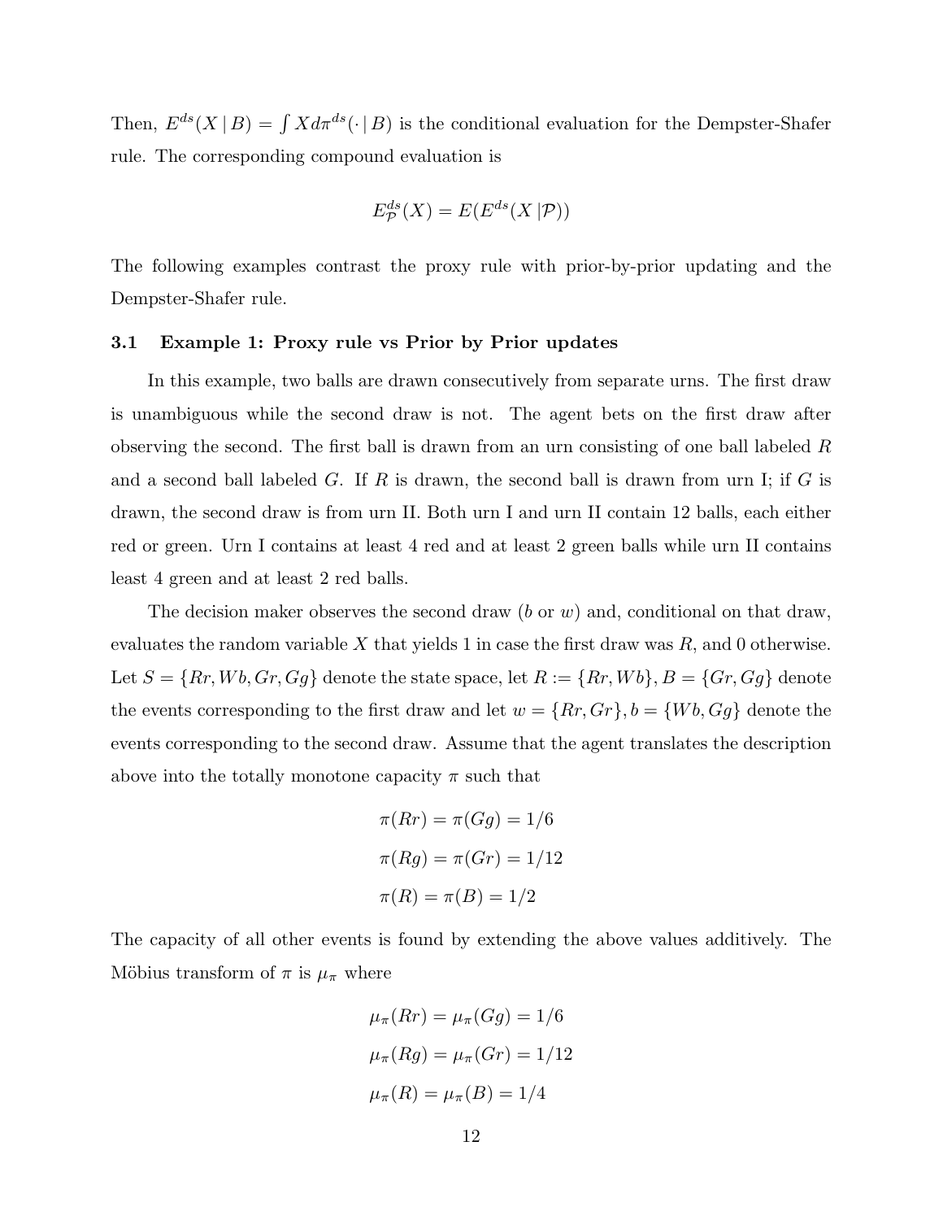Then, $E^{ds}(X \mid B) = \int X d\pi^{ds}(\cdot \mid B)$ is the conditional evaluation for the Dempster-Shafer rule. The corresponding compound evaluation is

$$E^{ds}_{\mathcal{P}}(X) = E(E^{ds}(X \,|\mathcal{P}))$$

The following examples contrast the proxy rule with prior-by-prior updating and the Dempster-Shafer rule.

### 3.1 Example 1: Proxy rule vs Prior by Prior updates

In this example, two balls are drawn consecutively from separate urns. The first draw is unambiguous while the second draw is not. The agent bets on the first draw after observing the second. The first ball is drawn from an urn consisting of one ball labeled $R$ and a second ball labeled $G$. If $R$ is drawn, the second ball is drawn from urn I; if $G$ is drawn, the second draw is from urn II. Both urn I and urn II contain 12 balls, each either red or green. Urn I contains at least 4 red and at least 2 green balls while urn II contains least 4 green and at least 2 red balls.

The decision maker observes the second draw ($b$ or $w$) and, conditional on that draw, evaluates the random variable $X$ that yields 1 in case the first draw was $R$, and 0 otherwise. Let $S = \{Rr, Wb, Gr, Gg\}$ denote the state space, let $R := \{Rr, Wb\}, B = \{Gr, Gg\}$ denote the events corresponding to the first draw and let $w = \{Rr, Gr\}, b = \{Wb, Gg\}$ denote the events corresponding to the second draw. Assume that the agent translates the description above into the totally monotone capacity $\pi$ such that

$$\pi(Rr) = \pi(Gg) = 1/6$$

$$\pi(Rg) = \pi(Gr) = 1/12$$

$$\pi(R) = \pi(B) = 1/2$$

The capacity of all other events is found by extending the above values additively. The Möbius transform of $\pi$ is $\mu_\pi$ where

$$\mu_\pi(Rr) = \mu_\pi(Gg) = 1/6$$

$$\mu_\pi(Rg) = \mu_\pi(Gr) = 1/12$$

$$\mu_\pi(R) = \mu_\pi(B) = 1/4$$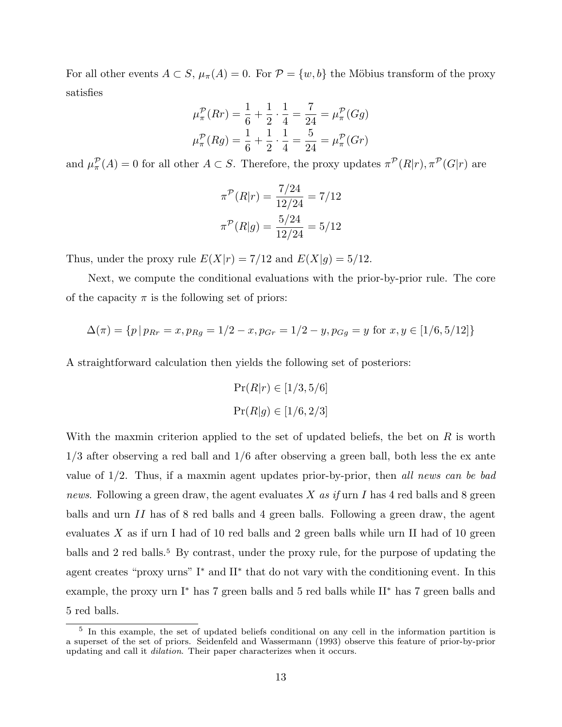For all other events $A \subset S$, $\mu_\pi(A) = 0$. For $\mathcal{P} = \{w, b\}$ the Möbius transform of the proxy satisfies

$$\mu_\pi^{\mathcal{P}}(Rr) = \frac{1}{6} + \frac{1}{2} \cdot \frac{1}{4} = \frac{7}{24} = \mu_\pi^{\mathcal{P}}(Gg)$$
$$\mu_\pi^{\mathcal{P}}(Rg) = \frac{1}{6} + \frac{1}{2} \cdot \frac{1}{4} = \frac{5}{24} = \mu_\pi^{\mathcal{P}}(Gr)$$

and $\mu_\pi^{\mathcal{P}}(A) = 0$ for all other $A \subset S$. Therefore, the proxy updates $\pi^{\mathcal{P}}(R|r), \pi^{\mathcal{P}}(G|r)$ are

$$\pi^{\mathcal{P}}(R|r) = \frac{7/24}{12/24} = 7/12$$
$$\pi^{\mathcal{P}}(R|g) = \frac{5/24}{12/24} = 5/12$$

Thus, under the proxy rule $E(X|r) = 7/12$ and $E(X|g) = 5/12$.

Next, we compute the conditional evaluations with the prior-by-prior rule. The core of the capacity $\pi$ is the following set of priors:

$$\Delta(\pi) = \{p \,|\, p_{Rr} = x, p_{Rg} = 1/2 - x, p_{Gr} = 1/2 - y, p_{Gg} = y \text{ for } x, y \in [1/6, 5/12]\}$$

A straightforward calculation then yields the following set of posteriors:

$$\Pr(R|r) \in [1/3, 5/6]$$
$$\Pr(R|g) \in [1/6, 2/3]$$

With the maxmin criterion applied to the set of updated beliefs, the bet on $R$ is worth $1/3$ after observing a red ball and $1/6$ after observing a green ball, both less the ex ante value of $1/2$. Thus, if a maxmin agent updates prior-by-prior, then *all news can be bad news*. Following a green draw, the agent evaluates $X$ *as if* urn $I$ has 4 red balls and 8 green balls and urn $II$ has of 8 red balls and 4 green balls. Following a green draw, the agent evaluates $X$ as if urn I had of 10 red balls and 2 green balls while urn II had of 10 green balls and 2 red balls.[5] By contrast, under the proxy rule, for the purpose of updating the agent creates "proxy urns" I$^*$ and II$^*$ that do not vary with the conditioning event. In this example, the proxy urn I$^*$ has 7 green balls and 5 red balls while II$^*$ has 7 green balls and 5 red balls.

[5] In this example, the set of updated beliefs conditional on any cell in the information partition is a superset of the set of priors. Seidenfeld and Wassermann (1993) observe this feature of prior-by-prior updating and call it *dilation*. Their paper characterizes when it occurs.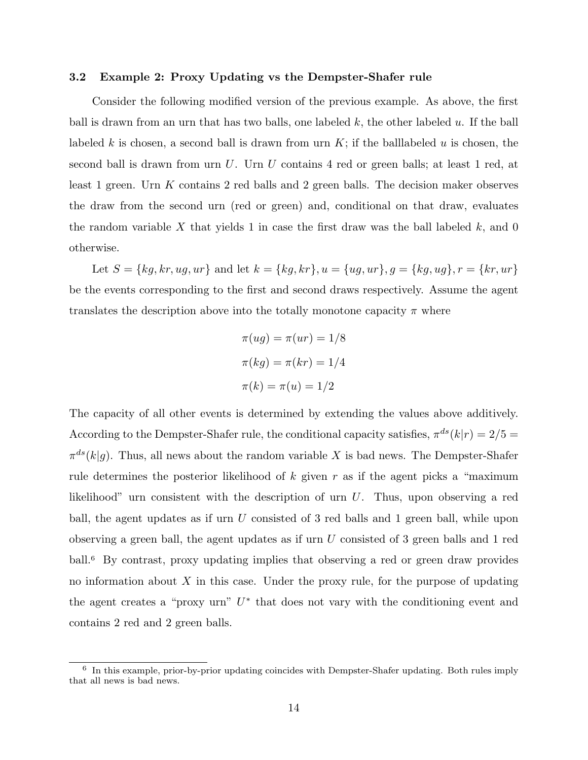### 3.2 Example 2: Proxy Updating vs the Dempster-Shafer rule

Consider the following modified version of the previous example. As above, the first ball is drawn from an urn that has two balls, one labeled $k$, the other labeled $u$. If the ball labeled $k$ is chosen, a second ball is drawn from urn $K$; if the balllabeled $u$ is chosen, the second ball is drawn from urn $U$. Urn $U$ contains 4 red or green balls; at least 1 red, at least 1 green. Urn $K$ contains 2 red balls and 2 green balls. The decision maker observes the draw from the second urn (red or green) and, conditional on that draw, evaluates the random variable $X$ that yields 1 in case the first draw was the ball labeled $k$, and 0 otherwise.

Let $S = \{kg, kr, ug, ur\}$ and let $k = \{kg, kr\}, u = \{ug, ur\}, g = \{kg, ug\}, r = \{kr, ur\}$ be the events corresponding to the first and second draws respectively. Assume the agent translates the description above into the totally monotone capacity $\pi$ where

$$\pi(ug) = \pi(ur) = 1/8$$

$$\pi(kg) = \pi(kr) = 1/4$$

$$\pi(k) = \pi(u) = 1/2$$

The capacity of all other events is determined by extending the values above additively. According to the Dempster-Shafer rule, the conditional capacity satisfies, $\pi^{ds}(k|r) = 2/5 = \pi^{ds}(k|g)$. Thus, all news about the random variable $X$ is bad news. The Dempster-Shafer rule determines the posterior likelihood of $k$ given $r$ as if the agent picks a "maximum likelihood" urn consistent with the description of urn $U$. Thus, upon observing a red ball, the agent updates as if urn $U$ consisted of 3 red balls and 1 green ball, while upon observing a green ball, the agent updates as if urn $U$ consisted of 3 green balls and 1 red ball.[6] By contrast, proxy updating implies that observing a red or green draw provides no information about $X$ in this case. Under the proxy rule, for the purpose of updating the agent creates a "proxy urn" $U^*$ that does not vary with the conditioning event and contains 2 red and 2 green balls.

[6] In this example, prior-by-prior updating coincides with Dempster-Shafer updating. Both rules imply that all news is bad news.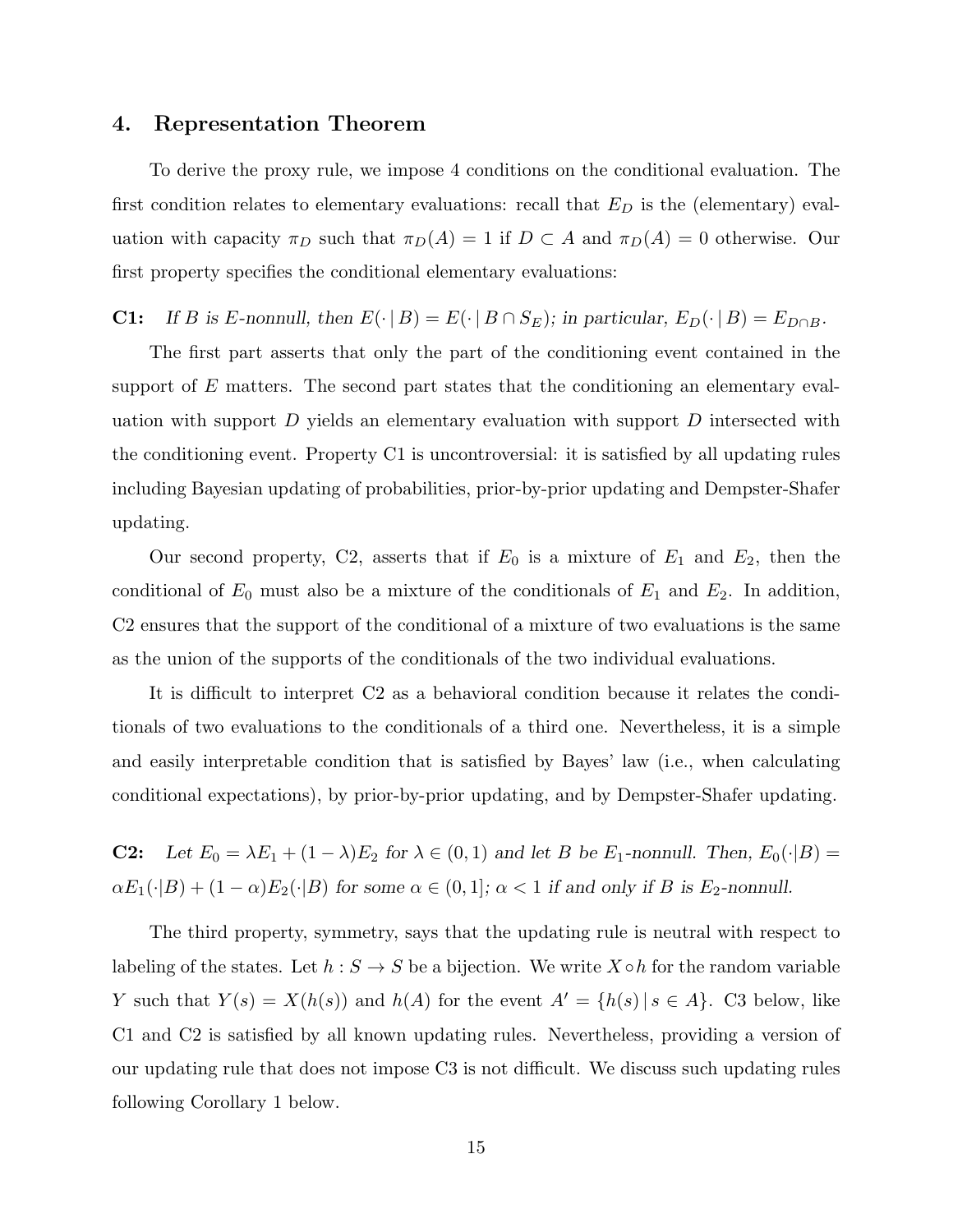## 4. Representation Theorem

To derive the proxy rule, we impose 4 conditions on the conditional evaluation. The first condition relates to elementary evaluations: recall that $E_D$ is the (elementary) evaluation with capacity $\pi_D$ such that $\pi_D(A) = 1$ if $D \subset A$ and $\pi_D(A) = 0$ otherwise. Our first property specifies the conditional elementary evaluations:

**C1:** *If $B$ is $E$-nonnull, then $E(\cdot \,|\, B) = E(\cdot \,|\, B \cap S_E)$; in particular, $E_D(\cdot \,|\, B) = E_{D \cap B}$.*

The first part asserts that only the part of the conditioning event contained in the support of $E$ matters. The second part states that the conditioning an elementary evaluation with support $D$ yields an elementary evaluation with support $D$ intersected with the conditioning event. Property C1 is uncontroversial: it is satisfied by all updating rules including Bayesian updating of probabilities, prior-by-prior updating and Dempster-Shafer updating.

Our second property, C2, asserts that if $E_0$ is a mixture of $E_1$ and $E_2$, then the conditional of $E_0$ must also be a mixture of the conditionals of $E_1$ and $E_2$. In addition, C2 ensures that the support of the conditional of a mixture of two evaluations is the same as the union of the supports of the conditionals of the two individual evaluations.

It is difficult to interpret C2 as a behavioral condition because it relates the conditionals of two evaluations to the conditionals of a third one. Nevertheless, it is a simple and easily interpretable condition that is satisfied by Bayes' law (i.e., when calculating conditional expectations), by prior-by-prior updating, and by Dempster-Shafer updating.

**C2:** *Let $E_0 = \lambda E_1 + (1 - \lambda)E_2$ for $\lambda \in (0, 1)$ and let $B$ be $E_1$-nonnull. Then, $E_0(\cdot|B) = \alpha E_1(\cdot|B) + (1 - \alpha)E_2(\cdot|B)$ for some $\alpha \in (0, 1]$; $\alpha < 1$ if and only if $B$ is $E_2$-nonnull.*

The third property, symmetry, says that the updating rule is neutral with respect to labeling of the states. Let $h : S \to S$ be a bijection. We write $X \circ h$ for the random variable $Y$ such that $Y(s) = X(h(s))$ and $h(A)$ for the event $A' = \{h(s) \,|\, s \in A\}$. C3 below, like C1 and C2 is satisfied by all known updating rules. Nevertheless, providing a version of our updating rule that does not impose C3 is not difficult. We discuss such updating rules following Corollary 1 below.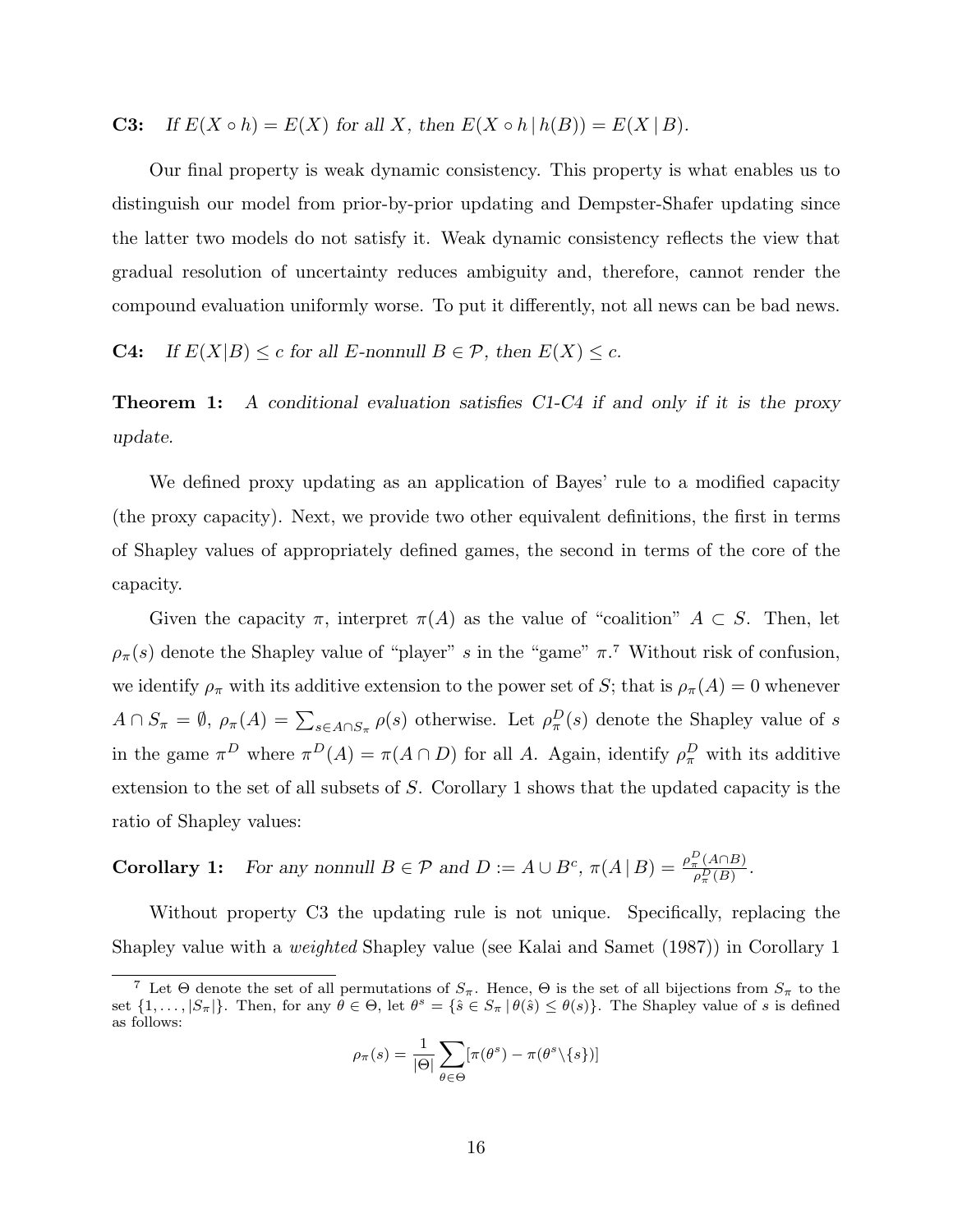**C3:** *If $E(X \circ h) = E(X)$ for all $X$, then $E(X \circ h \,|\, h(B)) = E(X \,|\, B)$.*

Our final property is weak dynamic consistency. This property is what enables us to distinguish our model from prior-by-prior updating and Dempster-Shafer updating since the latter two models do not satisfy it. Weak dynamic consistency reflects the view that gradual resolution of uncertainty reduces ambiguity and, therefore, cannot render the compound evaluation uniformly worse. To put it differently, not all news can be bad news.

**C4:** *If $E(X|B) \leq c$ for all $E$-nonnull $B \in \mathcal{P}$, then $E(X) \leq c$.*

**Theorem 1:** *A conditional evaluation satisfies C1-C4 if and only if it is the proxy update.*

We defined proxy updating as an application of Bayes' rule to a modified capacity (the proxy capacity). Next, we provide two other equivalent definitions, the first in terms of Shapley values of appropriately defined games, the second in terms of the core of the capacity.

Given the capacity $\pi$, interpret $\pi(A)$ as the value of "coalition" $A \subset S$. Then, let $\rho_\pi(s)$ denote the Shapley value of "player" $s$ in the "game" $\pi$.[7] Without risk of confusion, we identify $\rho_\pi$ with its additive extension to the power set of $S$; that is $\rho_\pi(A) = 0$ whenever $A \cap S_\pi = \emptyset$, $\rho_\pi(A) = \sum_{s \in A \cap S_\pi} \rho(s)$ otherwise. Let $\rho_\pi^D(s)$ denote the Shapley value of $s$ in the game $\pi^D$ where $\pi^D(A) = \pi(A \cap D)$ for all $A$. Again, identify $\rho_\pi^D$ with its additive extension to the set of all subsets of $S$. Corollary 1 shows that the updated capacity is the ratio of Shapley values:

**Corollary 1:** *For any nonnull $B \in \mathcal{P}$ and $D := A \cup B^c$, $\pi(A \,|\, B) = \frac{\rho_\pi^D(A \cap B)}{\rho_\pi^D(B)}$.*

Without property C3 the updating rule is not unique. Specifically, replacing the Shapley value with a *weighted* Shapley value (see Kalai and Samet (1987)) in Corollary 1

[7] Let $\Theta$ denote the set of all permutations of $S_\pi$. Hence, $\Theta$ is the set of all bijections from $S_\pi$ to the set $\{1, \ldots, |S_\pi|\}$. Then, for any $\theta \in \Theta$, let $\theta^s = \{\hat{s} \in S_\pi \,|\, \theta(\hat{s}) \leq \theta(s)\}$. The Shapley value of $s$ is defined as follows:

$$\rho_\pi(s) = \frac{1}{|\Theta|} \sum_{\theta \in \Theta} [\pi(\theta^s) - \pi(\theta^s \backslash \{s\})]$$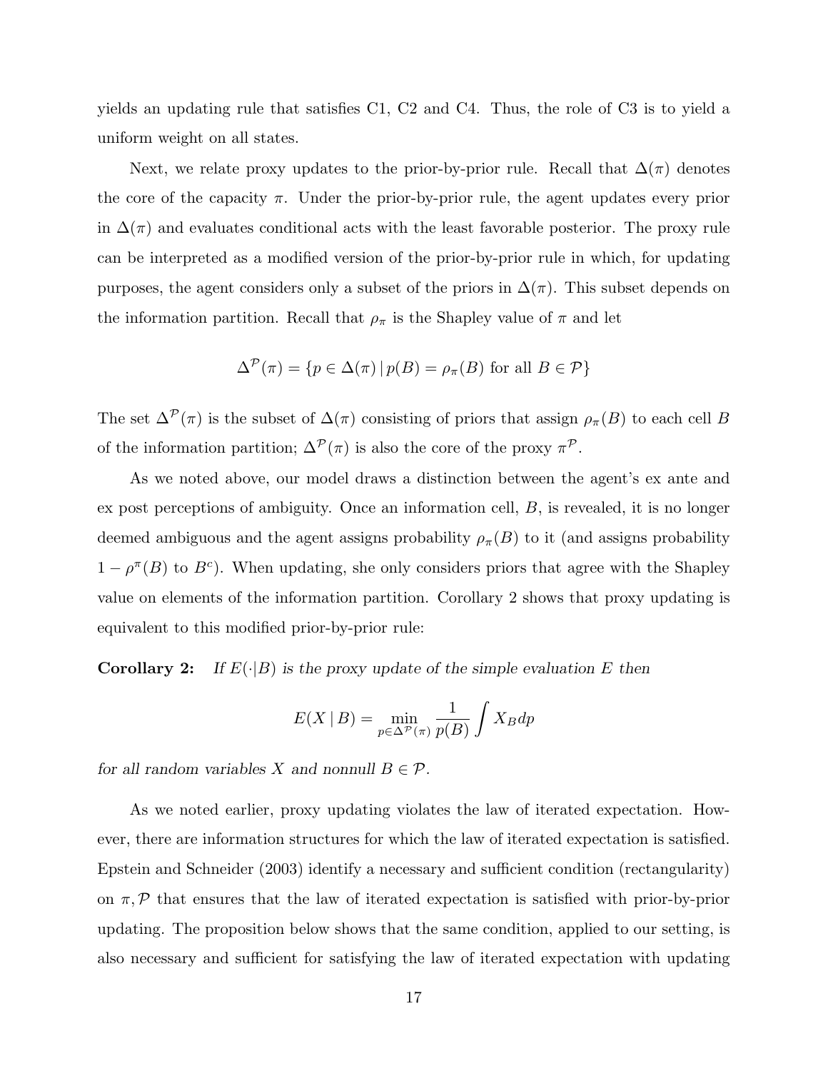yields an updating rule that satisfies C1, C2 and C4. Thus, the role of C3 is to yield a uniform weight on all states.

Next, we relate proxy updates to the prior-by-prior rule. Recall that $\Delta(\pi)$ denotes the core of the capacity $\pi$. Under the prior-by-prior rule, the agent updates every prior in $\Delta(\pi)$ and evaluates conditional acts with the least favorable posterior. The proxy rule can be interpreted as a modified version of the prior-by-prior rule in which, for updating purposes, the agent considers only a subset of the priors in $\Delta(\pi)$. This subset depends on the information partition. Recall that $\rho_\pi$ is the Shapley value of $\pi$ and let

$$\Delta^{\mathcal{P}}(\pi) = \{p \in \Delta(\pi) \,|\, p(B) = \rho_\pi(B) \text{ for all } B \in \mathcal{P}\}$$

The set $\Delta^{\mathcal{P}}(\pi)$ is the subset of $\Delta(\pi)$ consisting of priors that assign $\rho_\pi(B)$ to each cell $B$ of the information partition; $\Delta^{\mathcal{P}}(\pi)$ is also the core of the proxy $\pi^{\mathcal{P}}$.

As we noted above, our model draws a distinction between the agent's ex ante and ex post perceptions of ambiguity. Once an information cell, $B$, is revealed, it is no longer deemed ambiguous and the agent assigns probability $\rho_\pi(B)$ to it (and assigns probability $1 - \rho^\pi(B)$ to $B^c$). When updating, she only considers priors that agree with the Shapley value on elements of the information partition. Corollary 2 shows that proxy updating is equivalent to this modified prior-by-prior rule:

**Corollary 2:** *If $E(\cdot|B)$ is the proxy update of the simple evaluation $E$ then*

$$E(X \mid B) = \min_{p \in \Delta^{\mathcal{P}}(\pi)} \frac{1}{p(B)} \int X_B dp$$

*for all random variables $X$ and nonnull $B \in \mathcal{P}$.*

As we noted earlier, proxy updating violates the law of iterated expectation. However, there are information structures for which the law of iterated expectation is satisfied. Epstein and Schneider (2003) identify a necessary and sufficient condition (rectangularity) on $\pi, \mathcal{P}$ that ensures that the law of iterated expectation is satisfied with prior-by-prior updating. The proposition below shows that the same condition, applied to our setting, is also necessary and sufficient for satisfying the law of iterated expectation with updating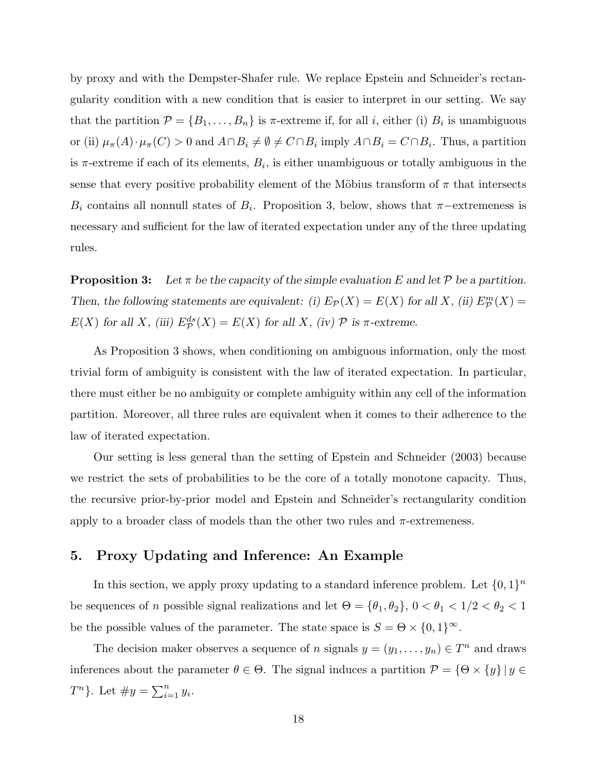by proxy and with the Dempster-Shafer rule. We replace Epstein and Schneider's rectangularity condition with a new condition that is easier to interpret in our setting. We say that the partition $\mathcal{P} = \{B_1, \ldots, B_n\}$ is $\pi$-extreme if, for all $i$, either (i) $B_i$ is unambiguous or (ii) $\mu_\pi(A) \cdot \mu_\pi(C) > 0$ and $A \cap B_i \neq \emptyset \neq C \cap B_i$ imply $A \cap B_i = C \cap B_i$. Thus, a partition is $\pi$-extreme if each of its elements, $B_i$, is either unambiguous or totally ambiguous in the sense that every positive probability element of the Möbius transform of $\pi$ that intersects $B_i$ contains all nonnull states of $B_i$. Proposition 3, below, shows that $\pi-$extremeness is necessary and sufficient for the law of iterated expectation under any of the three updating rules.

**Proposition 3:** *Let $\pi$ be the capacity of the simple evaluation $E$ and let $\mathcal{P}$ be a partition. Then, the following statements are equivalent: (i) $E_{\mathcal{P}}(X) = E(X)$ for all $X$, (ii) $E^m_{\mathcal{P}}(X) = E(X)$ for all $X$, (iii) $E^{ds}_{\mathcal{P}}(X) = E(X)$ for all $X$, (iv) $\mathcal{P}$ is $\pi$-extreme.*

As Proposition 3 shows, when conditioning on ambiguous information, only the most trivial form of ambiguity is consistent with the law of iterated expectation. In particular, there must either be no ambiguity or complete ambiguity within any cell of the information partition. Moreover, all three rules are equivalent when it comes to their adherence to the law of iterated expectation.

Our setting is less general than the setting of Epstein and Schneider (2003) because we restrict the sets of probabilities to be the core of a totally monotone capacity. Thus, the recursive prior-by-prior model and Epstein and Schneider's rectangularity condition apply to a broader class of models than the other two rules and $\pi$-extremeness.

## 5. Proxy Updating and Inference: An Example

In this section, we apply proxy updating to a standard inference problem. Let $\{0, 1\}^n$ be sequences of $n$ possible signal realizations and let $\Theta = \{\theta_1, \theta_2\}$, $0 < \theta_1 < 1/2 < \theta_2 < 1$ be the possible values of the parameter. The state space is $S = \Theta \times \{0, 1\}^\infty$.

The decision maker observes a sequence of $n$ signals $y = (y_1, \ldots, y_n) \in T^n$ and draws inferences about the parameter $\theta \in \Theta$. The signal induces a partition $\mathcal{P} = \{\Theta \times \{y\} \,|\, y \in T^n\}$. Let $\#y = \sum_{i=1}^n y_i$.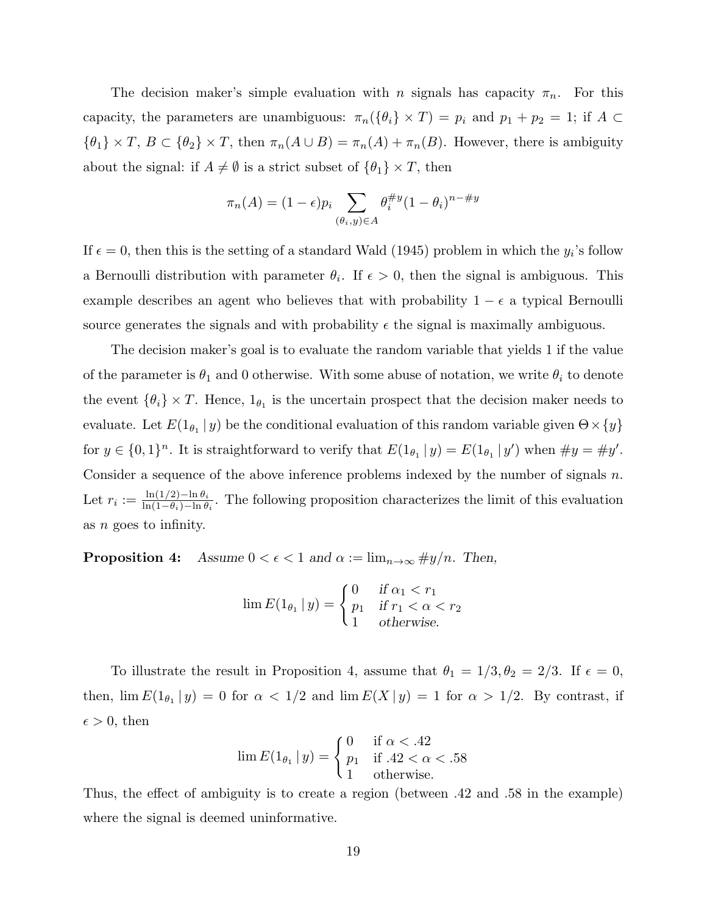The decision maker's simple evaluation with $n$ signals has capacity $\pi_n$. For this capacity, the parameters are unambiguous: $\pi_n(\{\theta_i\} \times T) = p_i$ and $p_1 + p_2 = 1$; if $A \subset \{\theta_1\} \times T$, $B \subset \{\theta_2\} \times T$, then $\pi_n(A \cup B) = \pi_n(A) + \pi_n(B)$. However, there is ambiguity about the signal: if $A \neq \emptyset$ is a strict subset of $\{\theta_1\} \times T$, then

$$\pi_n(A) = (1 - \epsilon)p_i \sum_{(\theta_i, y) \in A} \theta_i^{\#y}(1 - \theta_i)^{n - \#y}$$

If $\epsilon = 0$, then this is the setting of a standard Wald (1945) problem in which the $y_i$'s follow a Bernoulli distribution with parameter $\theta_i$. If $\epsilon > 0$, then the signal is ambiguous. This example describes an agent who believes that with probability $1 - \epsilon$ a typical Bernoulli source generates the signals and with probability $\epsilon$ the signal is maximally ambiguous.

The decision maker's goal is to evaluate the random variable that yields 1 if the value of the parameter is $\theta_1$ and 0 otherwise. With some abuse of notation, we write $\theta_i$ to denote the event $\{\theta_i\} \times T$. Hence, $1_{\theta_1}$ is the uncertain prospect that the decision maker needs to evaluate. Let $E(1_{\theta_1} \,|\, y)$ be the conditional evaluation of this random variable given $\Theta \times \{y\}$ for $y \in \{0, 1\}^n$. It is straightforward to verify that $E(1_{\theta_1} \,|\, y) = E(1_{\theta_1} \,|\, y')$ when $\#y = \#y'$. Consider a sequence of the above inference problems indexed by the number of signals $n$. Let $r_i := \frac{\ln(1/2) - \ln \theta_i}{\ln(1 - \theta_i) - \ln \theta_i}$. The following proposition characterizes the limit of this evaluation as $n$ goes to infinity.

**Proposition 4:** *Assume $0 < \epsilon < 1$ and $\alpha := \lim_{n \to \infty} \#y/n$. Then,*

$$\lim E(1_{\theta_1} \,|\, y) = \begin{cases} 0 & \text{if } \alpha_1 < r_1 \\ p_1 & \text{if } r_1 < \alpha < r_2 \\ 1 & \text{otherwise.} \end{cases}$$

To illustrate the result in Proposition 4, assume that $\theta_1 = 1/3, \theta_2 = 2/3$. If $\epsilon = 0$, then, $\lim E(1_{\theta_1} \,|\, y) = 0$ for $\alpha < 1/2$ and $\lim E(X \,|\, y) = 1$ for $\alpha > 1/2$. By contrast, if $\epsilon > 0$, then

$$\lim E(1_{\theta_1} \,|\, y) = \begin{cases} 0 & \text{if } \alpha < .42 \\ p_1 & \text{if } .42 < \alpha < .58 \\ 1 & \text{otherwise.} \end{cases}$$

Thus, the effect of ambiguity is to create a region (between .42 and .58 in the example) where the signal is deemed uninformative.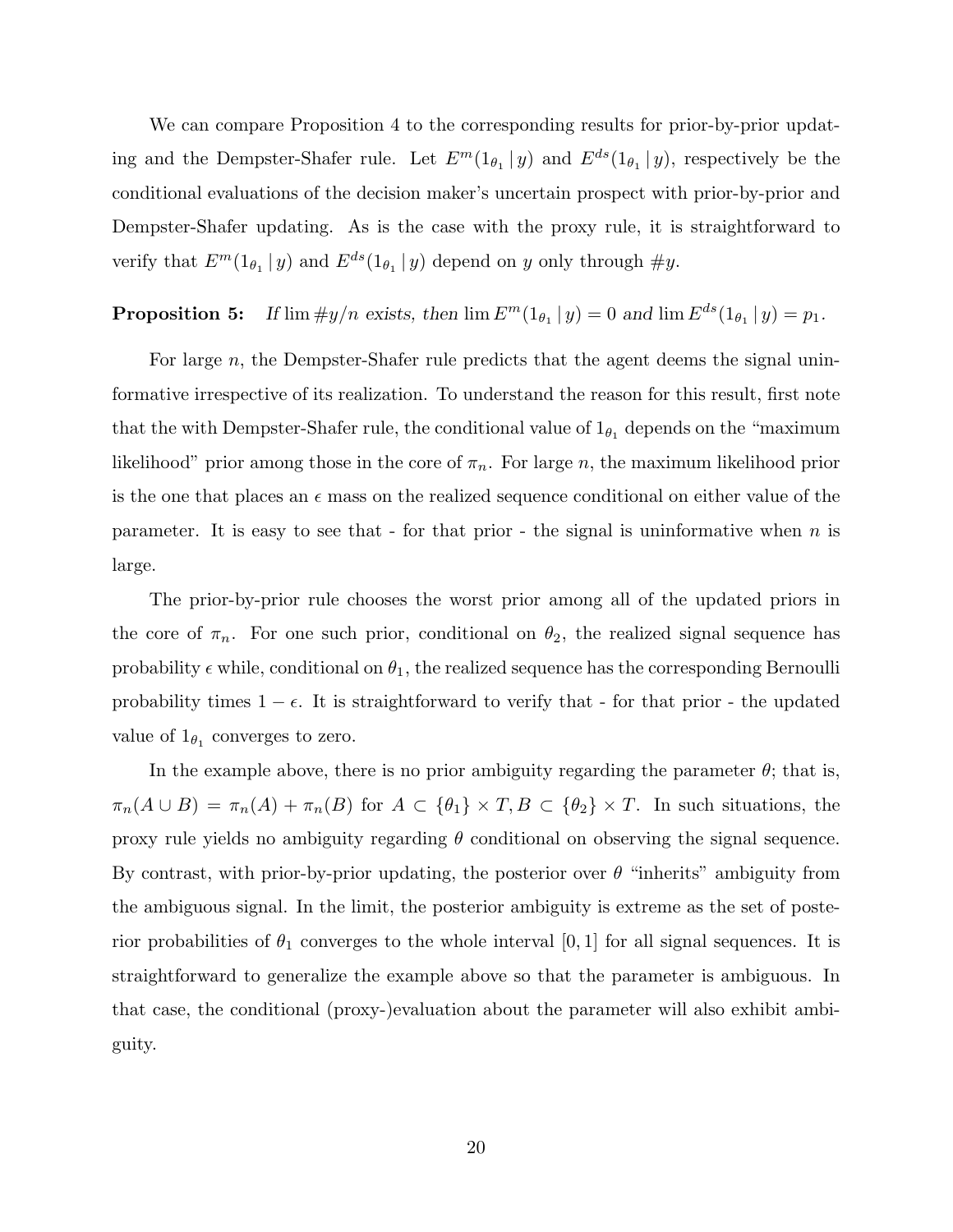We can compare Proposition 4 to the corresponding results for prior-by-prior updating and the Dempster-Shafer rule. Let $E^m(1_{\theta_1} \,|\, y)$ and $E^{ds}(1_{\theta_1} \,|\, y)$, respectively be the conditional evaluations of the decision maker's uncertain prospect with prior-by-prior and Dempster-Shafer updating. As is the case with the proxy rule, it is straightforward to verify that $E^m(1_{\theta_1} \,|\, y)$ and $E^{ds}(1_{\theta_1} \,|\, y)$ depend on $y$ only through $\#y$.

**Proposition 5:** *If* $\lim \#y/n$ *exists, then* $\lim E^m(1_{\theta_1} \,|\, y) = 0$ *and* $\lim E^{ds}(1_{\theta_1} \,|\, y) = p_1$.

For large $n$, the Dempster-Shafer rule predicts that the agent deems the signal uninformative irrespective of its realization. To understand the reason for this result, first note that the with Dempster-Shafer rule, the conditional value of $1_{\theta_1}$ depends on the "maximum likelihood" prior among those in the core of $\pi_n$. For large $n$, the maximum likelihood prior is the one that places an $\epsilon$ mass on the realized sequence conditional on either value of the parameter. It is easy to see that - for that prior - the signal is uninformative when $n$ is large.

The prior-by-prior rule chooses the worst prior among all of the updated priors in the core of $\pi_n$. For one such prior, conditional on $\theta_2$, the realized signal sequence has probability $\epsilon$ while, conditional on $\theta_1$, the realized sequence has the corresponding Bernoulli probability times $1 - \epsilon$. It is straightforward to verify that - for that prior - the updated value of $1_{\theta_1}$ converges to zero.

In the example above, there is no prior ambiguity regarding the parameter $\theta$; that is, $\pi_n(A \cup B) = \pi_n(A) + \pi_n(B)$ for $A \subset \{\theta_1\} \times T, B \subset \{\theta_2\} \times T$. In such situations, the proxy rule yields no ambiguity regarding $\theta$ conditional on observing the signal sequence. By contrast, with prior-by-prior updating, the posterior over $\theta$ "inherits" ambiguity from the ambiguous signal. In the limit, the posterior ambiguity is extreme as the set of posterior probabilities of $\theta_1$ converges to the whole interval $[0, 1]$ for all signal sequences. It is straightforward to generalize the example above so that the parameter is ambiguous. In that case, the conditional (proxy-)evaluation about the parameter will also exhibit ambiguity.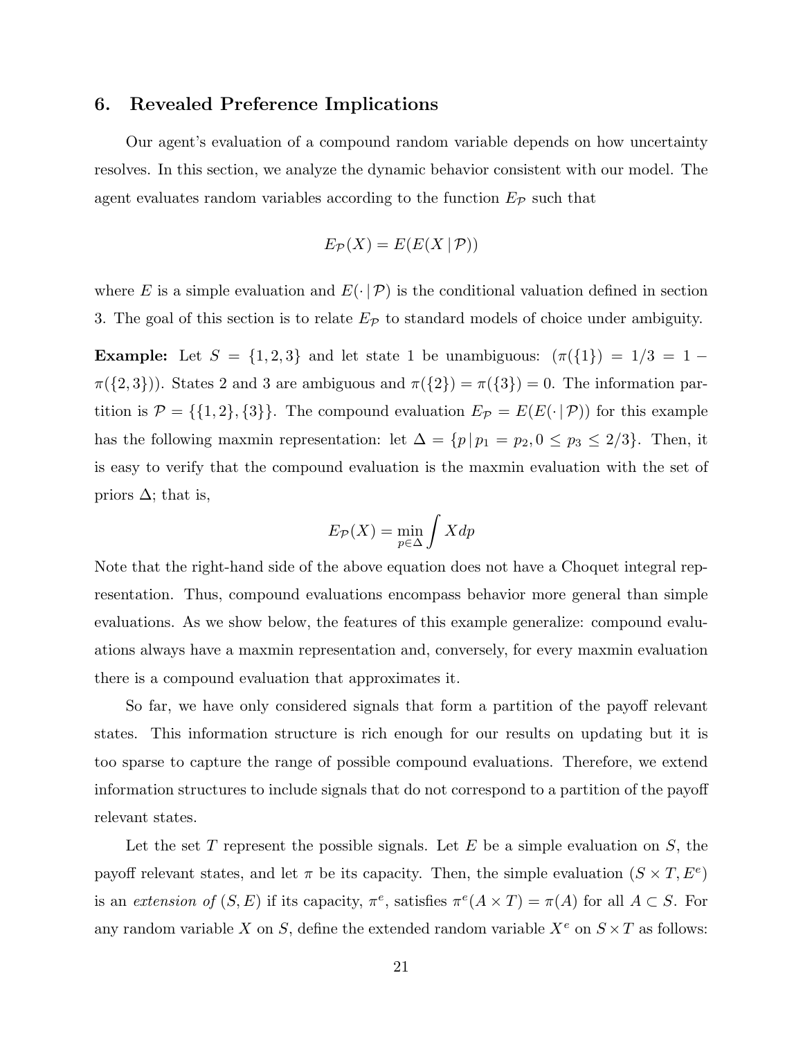## 6. Revealed Preference Implications

Our agent's evaluation of a compound random variable depends on how uncertainty resolves. In this section, we analyze the dynamic behavior consistent with our model. The agent evaluates random variables according to the function $E_{\mathcal{P}}$ such that

$$E_{\mathcal{P}}(X) = E(E(X \,|\, \mathcal{P}))$$

where $E$ is a simple evaluation and $E(\cdot \,|\, \mathcal{P})$ is the conditional valuation defined in section 3. The goal of this section is to relate $E_{\mathcal{P}}$ to standard models of choice under ambiguity.

**Example:** Let $S = \{1, 2, 3\}$ and let state 1 be unambiguous: $(\pi(\{1\}) = 1/3 = 1 - \pi(\{2, 3\}))$. States 2 and 3 are ambiguous and $\pi(\{2\}) = \pi(\{3\}) = 0$. The information partition is $\mathcal{P} = \{\{1, 2\}, \{3\}\}$. The compound evaluation $E_{\mathcal{P}} = E(E(\cdot \,|\, \mathcal{P}))$ for this example has the following maxmin representation: let $\Delta = \{p \,|\, p_1 = p_2, 0 \leq p_3 \leq 2/3\}$. Then, it is easy to verify that the compound evaluation is the maxmin evaluation with the set of priors $\Delta$; that is,

$$E_{\mathcal{P}}(X) = \min_{p \in \Delta} \int X dp$$

Note that the right-hand side of the above equation does not have a Choquet integral representation. Thus, compound evaluations encompass behavior more general than simple evaluations. As we show below, the features of this example generalize: compound evaluations always have a maxmin representation and, conversely, for every maxmin evaluation there is a compound evaluation that approximates it.

So far, we have only considered signals that form a partition of the payoff relevant states. This information structure is rich enough for our results on updating but it is too sparse to capture the range of possible compound evaluations. Therefore, we extend information structures to include signals that do not correspond to a partition of the payoff relevant states.

Let the set $T$ represent the possible signals. Let $E$ be a simple evaluation on $S$, the payoff relevant states, and let $\pi$ be its capacity. Then, the simple evaluation $(S \times T, E^e)$ is an *extension of* $(S, E)$ if its capacity, $\pi^e$, satisfies $\pi^e(A \times T) = \pi(A)$ for all $A \subset S$. For any random variable $X$ on $S$, define the extended random variable $X^e$ on $S \times T$ as follows: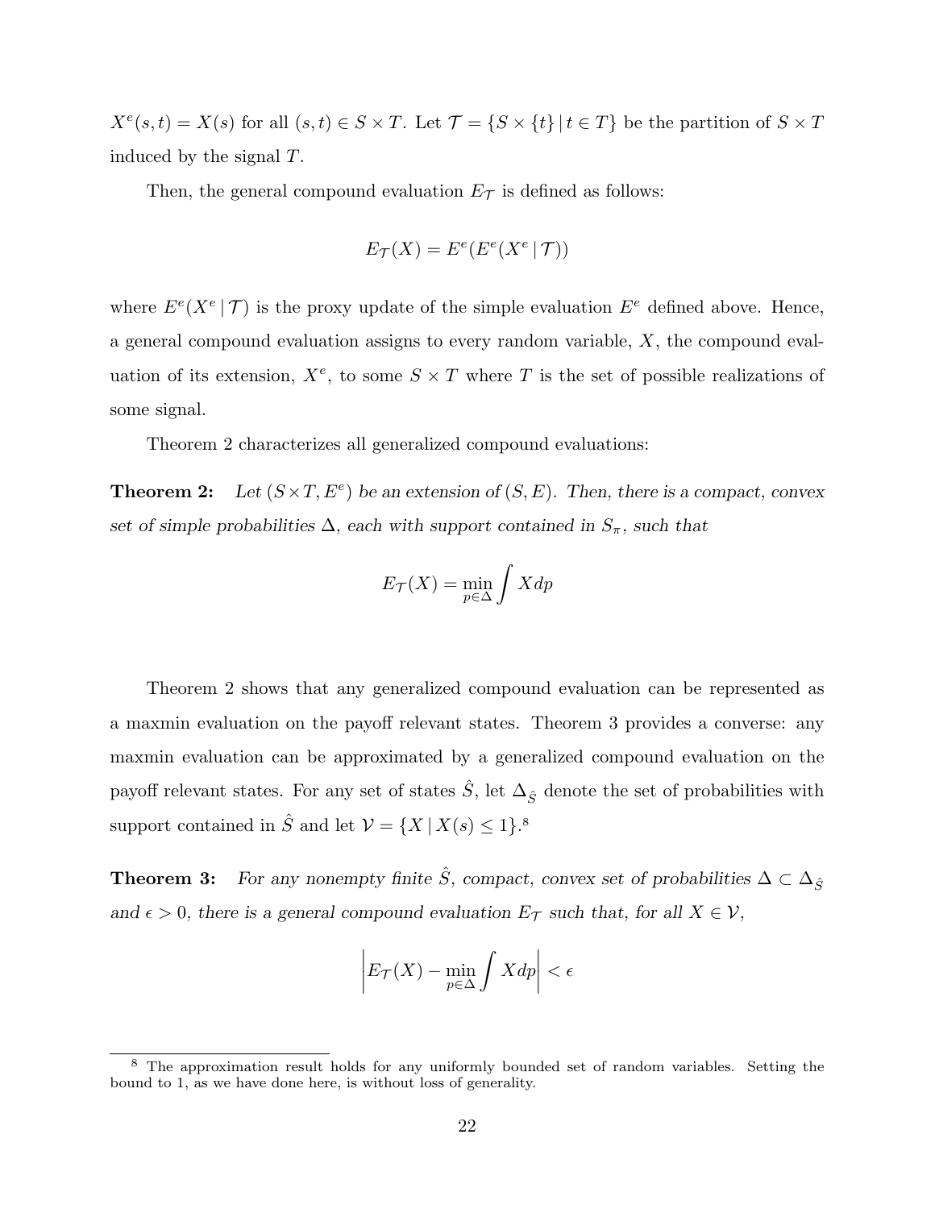$X^e(s,t) = X(s)$ for all $(s,t) \in S \times T$. Let $\mathcal{T} = \{S \times \{t\} \mid t \in T\}$ be the partition of $S \times T$ induced by the signal $T$.

Then, the general compound evaluation $E_{\mathcal{T}}$ is defined as follows:

$$E_{\mathcal{T}}(X) = E^e(E^e(X^e \mid \mathcal{T}))$$

where $E^e(X^e \mid \mathcal{T})$ is the proxy update of the simple evaluation $E^e$ defined above. Hence, a general compound evaluation assigns to every random variable, $X$, the compound evaluation of its extension, $X^e$, to some $S \times T$ where $T$ is the set of possible realizations of some signal.

Theorem 2 characterizes all generalized compound evaluations:

**Theorem 2:** *Let $(S \times T, E^e)$ be an extension of $(S, E)$. Then, there is a compact, convex set of simple probabilities $\Delta$, each with support contained in $S_\pi$, such that*

$$E_{\mathcal{T}}(X) = \min_{p \in \Delta} \int X dp$$

Theorem 2 shows that any generalized compound evaluation can be represented as a maxmin evaluation on the payoff relevant states. Theorem 3 provides a converse: any maxmin evaluation can be approximated by a generalized compound evaluation on the payoff relevant states. For any set of states $\hat{S}$, let $\Delta_{\hat{S}}$ denote the set of probabilities with support contained in $\hat{S}$ and let $\mathcal{V} = \{X \mid X(s) \leq 1\}$.[8]

**Theorem 3:** *For any nonempty finite $\hat{S}$, compact, convex set of probabilities $\Delta \subset \Delta_{\hat{S}}$ and $\epsilon > 0$, there is a general compound evaluation $E_{\mathcal{T}}$ such that, for all $X \in \mathcal{V}$,*

$$\left| E_{\mathcal{T}}(X) - \min_{p \in \Delta} \int X dp \right| < \epsilon$$

[8] The approximation result holds for any uniformly bounded set of random variables. Setting the bound to 1, as we have done here, is without loss of generality.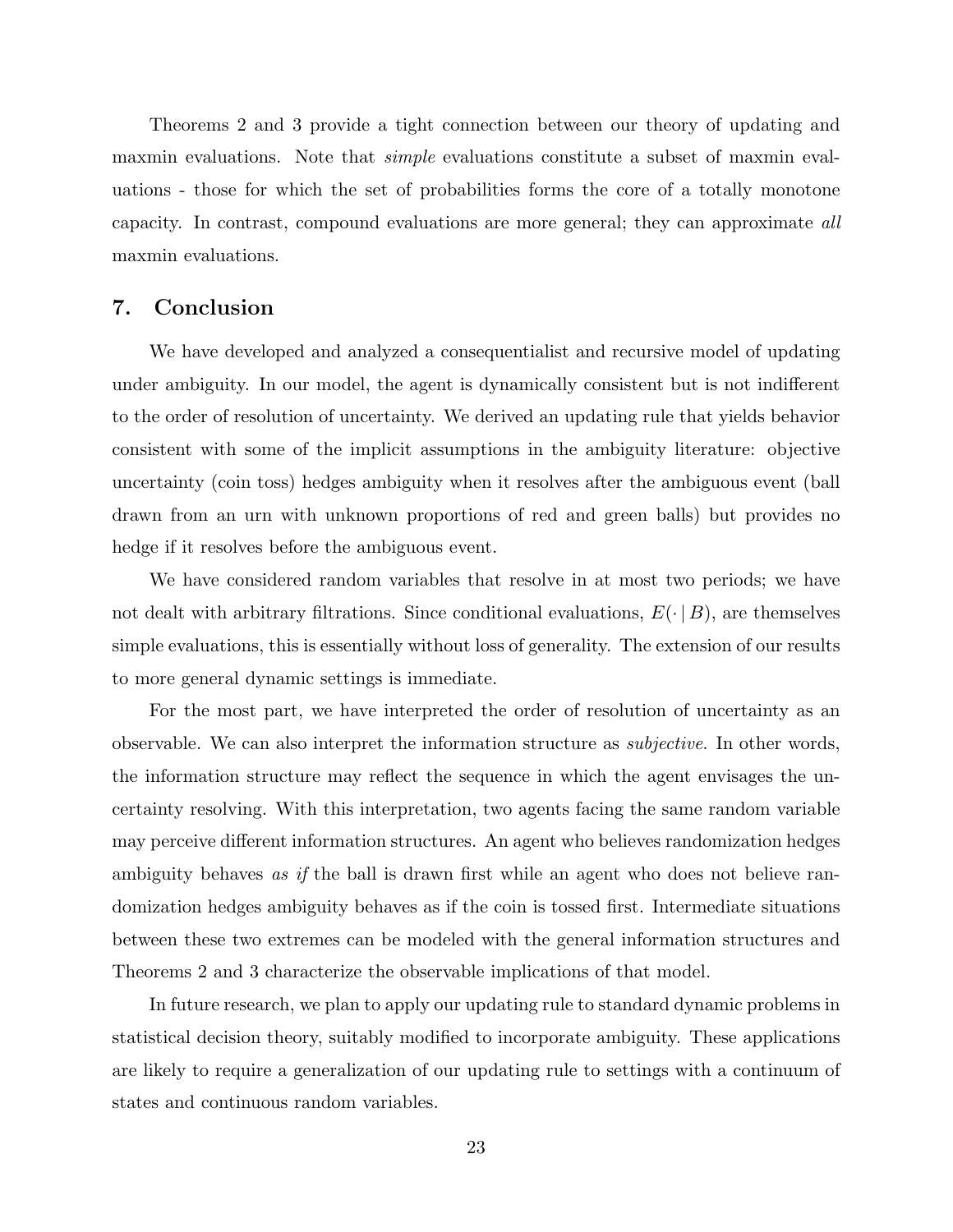Theorems 2 and 3 provide a tight connection between our theory of updating and maxmin evaluations. Note that *simple* evaluations constitute a subset of maxmin evaluations - those for which the set of probabilities forms the core of a totally monotone capacity. In contrast, compound evaluations are more general; they can approximate *all* maxmin evaluations.

## 7. Conclusion

We have developed and analyzed a consequentialist and recursive model of updating under ambiguity. In our model, the agent is dynamically consistent but is not indifferent to the order of resolution of uncertainty. We derived an updating rule that yields behavior consistent with some of the implicit assumptions in the ambiguity literature: objective uncertainty (coin toss) hedges ambiguity when it resolves after the ambiguous event (ball drawn from an urn with unknown proportions of red and green balls) but provides no hedge if it resolves before the ambiguous event.

We have considered random variables that resolve in at most two periods; we have not dealt with arbitrary filtrations. Since conditional evaluations, $E(\cdot \mid B)$, are themselves simple evaluations, this is essentially without loss of generality. The extension of our results to more general dynamic settings is immediate.

For the most part, we have interpreted the order of resolution of uncertainty as an observable. We can also interpret the information structure as *subjective*. In other words, the information structure may reflect the sequence in which the agent envisages the uncertainty resolving. With this interpretation, two agents facing the same random variable may perceive different information structures. An agent who believes randomization hedges ambiguity behaves *as if* the ball is drawn first while an agent who does not believe randomization hedges ambiguity behaves as if the coin is tossed first. Intermediate situations between these two extremes can be modeled with the general information structures and Theorems 2 and 3 characterize the observable implications of that model.

In future research, we plan to apply our updating rule to standard dynamic problems in statistical decision theory, suitably modified to incorporate ambiguity. These applications are likely to require a generalization of our updating rule to settings with a continuum of states and continuous random variables.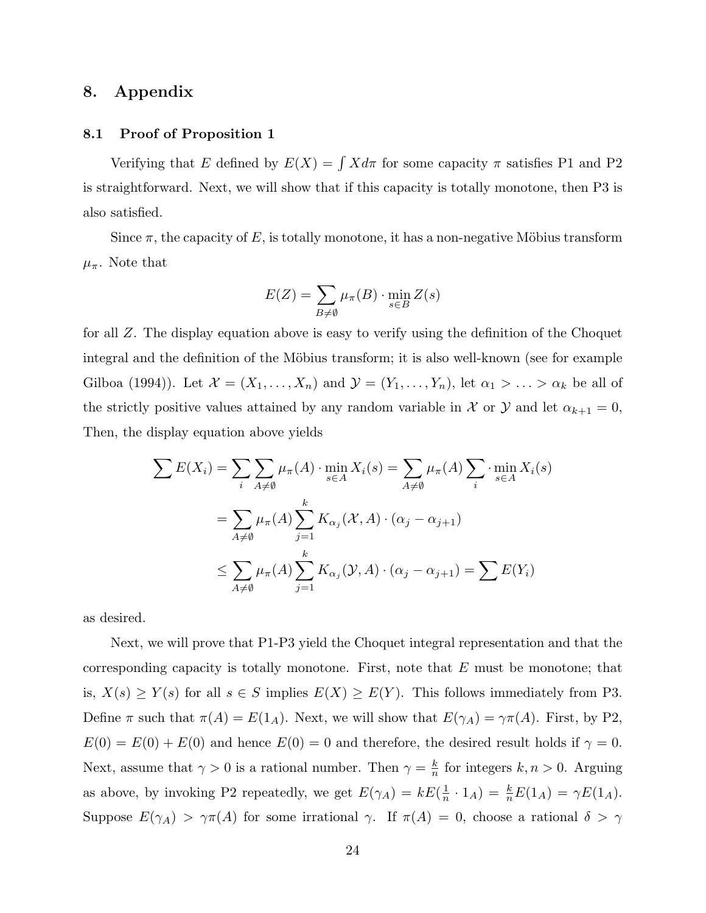## 8. Appendix

### 8.1 Proof of Proposition 1

Verifying that $E$ defined by $E(X) = \int X d\pi$ for some capacity $\pi$ satisfies P1 and P2 is straightforward. Next, we will show that if this capacity is totally monotone, then P3 is also satisfied.

Since $\pi$, the capacity of $E$, is totally monotone, it has a non-negative Möbius transform $\mu_\pi$. Note that

$$E(Z) = \sum_{B \neq \emptyset} \mu_\pi(B) \cdot \min_{s \in B} Z(s)$$

for all $Z$. The display equation above is easy to verify using the definition of the Choquet integral and the definition of the Möbius transform; it is also well-known (see for example Gilboa (1994)). Let $\mathcal{X} = (X_1, \ldots, X_n)$ and $\mathcal{Y} = (Y_1, \ldots, Y_n)$, let $\alpha_1 > \ldots > \alpha_k$ be all of the strictly positive values attained by any random variable in $\mathcal{X}$ or $\mathcal{Y}$ and let $\alpha_{k+1} = 0$, Then, the display equation above yields

$$\begin{aligned}
\sum E(X_i) &= \sum_i \sum_{A \neq \emptyset} \mu_\pi(A) \cdot \min_{s \in A} X_i(s) = \sum_{A \neq \emptyset} \mu_\pi(A) \sum_i \cdot \min_{s \in A} X_i(s) \\
&= \sum_{A \neq \emptyset} \mu_\pi(A) \sum_{j=1}^{k} K_{\alpha_j}(\mathcal{X}, A) \cdot (\alpha_j - \alpha_{j+1}) \\
&\leq \sum_{A \neq \emptyset} \mu_\pi(A) \sum_{j=1}^{k} K_{\alpha_j}(\mathcal{Y}, A) \cdot (\alpha_j - \alpha_{j+1}) = \sum E(Y_i)
\end{aligned}$$

as desired.

Next, we will prove that P1-P3 yield the Choquet integral representation and that the corresponding capacity is totally monotone. First, note that $E$ must be monotone; that is, $X(s) \geq Y(s)$ for all $s \in S$ implies $E(X) \geq E(Y)$. This follows immediately from P3. Define $\pi$ such that $\pi(A) = E(1_A)$. Next, we will show that $E(\gamma_A) = \gamma\pi(A)$. First, by P2, $E(0) = E(0) + E(0)$ and hence $E(0) = 0$ and therefore, the desired result holds if $\gamma = 0$. Next, assume that $\gamma > 0$ is a rational number. Then $\gamma = \frac{k}{n}$ for integers $k, n > 0$. Arguing as above, by invoking P2 repeatedly, we get $E(\gamma_A) = kE(\frac{1}{n} \cdot 1_A) = \frac{k}{n}E(1_A) = \gamma E(1_A)$. Suppose $E(\gamma_A) > \gamma\pi(A)$ for some irrational $\gamma$. If $\pi(A) = 0$, choose a rational $\delta > \gamma$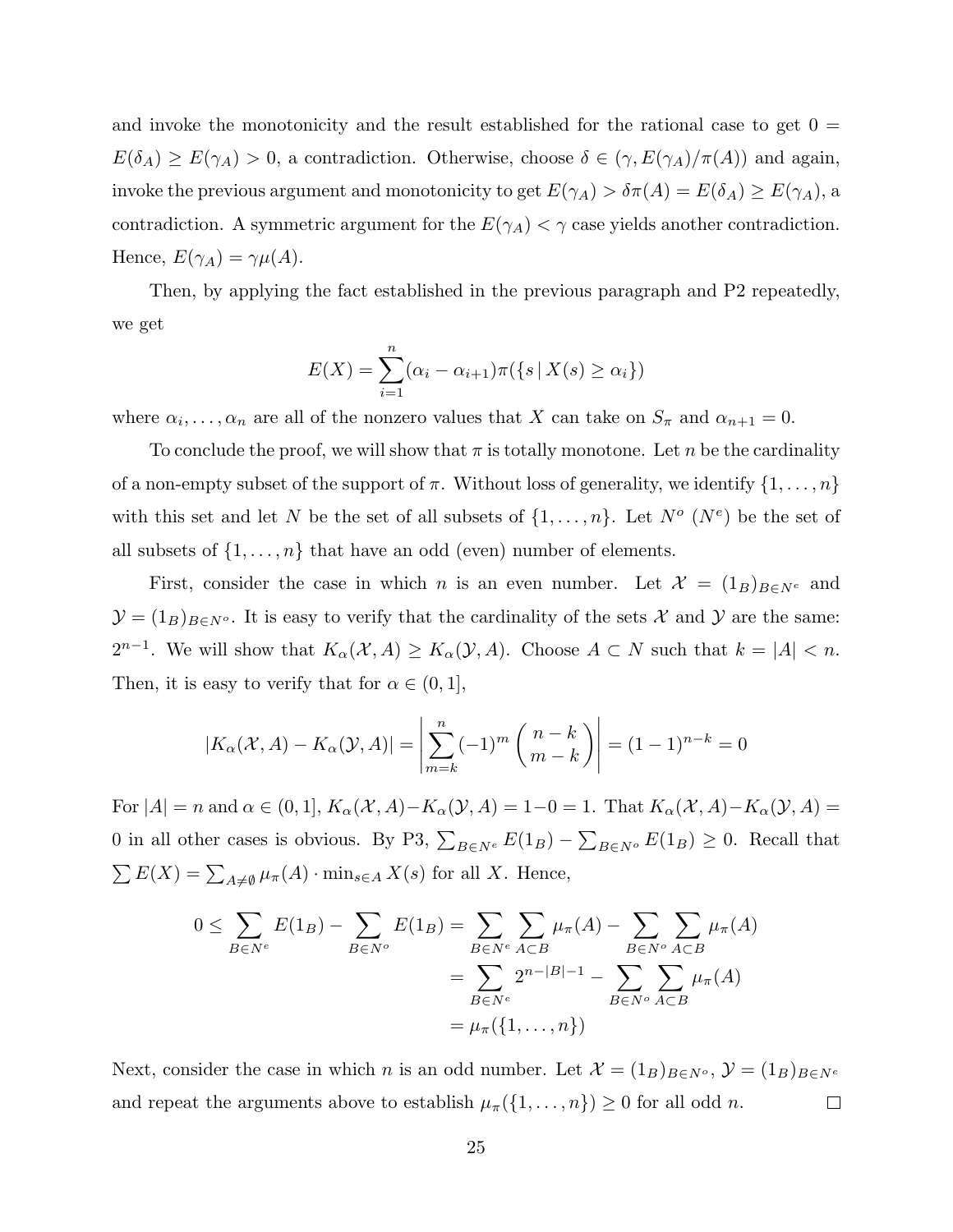and invoke the monotonicity and the result established for the rational case to get $0 = E(\delta_A) \geq E(\gamma_A) > 0$, a contradiction. Otherwise, choose $\delta \in (\gamma, E(\gamma_A)/\pi(A))$ and again, invoke the previous argument and monotonicity to get $E(\gamma_A) > \delta\pi(A) = E(\delta_A) \geq E(\gamma_A)$, a contradiction. A symmetric argument for the $E(\gamma_A) < \gamma$ case yields another contradiction. Hence, $E(\gamma_A) = \gamma\mu(A)$.

Then, by applying the fact established in the previous paragraph and P2 repeatedly, we get

$$E(X) = \sum_{i=1}^{n} (\alpha_i - \alpha_{i+1})\pi(\{s \mid X(s) \geq \alpha_i\})$$

where $\alpha_i, \ldots, \alpha_n$ are all of the nonzero values that $X$ can take on $S_\pi$ and $\alpha_{n+1} = 0$.

To conclude the proof, we will show that $\pi$ is totally monotone. Let $n$ be the cardinality of a non-empty subset of the support of $\pi$. Without loss of generality, we identify $\{1, \ldots, n\}$ with this set and let $N$ be the set of all subsets of $\{1, \ldots, n\}$. Let $N^o$ ($N^e$) be the set of all subsets of $\{1, \ldots, n\}$ that have an odd (even) number of elements.

First, consider the case in which $n$ is an even number. Let $\mathcal{X} = (1_B)_{B \in N^e}$ and $\mathcal{Y} = (1_B)_{B \in N^o}$. It is easy to verify that the cardinality of the sets $\mathcal{X}$ and $\mathcal{Y}$ are the same: $2^{n-1}$. We will show that $K_\alpha(\mathcal{X}, A) \geq K_\alpha(\mathcal{Y}, A)$. Choose $A \subset N$ such that $k = |A| < n$. Then, it is easy to verify that for $\alpha \in (0, 1]$,

$$|K_\alpha(\mathcal{X}, A) - K_\alpha(\mathcal{Y}, A)| = \left| \sum_{m=k}^{n} (-1)^m \binom{n-k}{m-k} \right| = (1-1)^{n-k} = 0$$

For $|A| = n$ and $\alpha \in (0, 1]$, $K_\alpha(\mathcal{X}, A) - K_\alpha(\mathcal{Y}, A) = 1 - 0 = 1$. That $K_\alpha(\mathcal{X}, A) - K_\alpha(\mathcal{Y}, A) = 0$ in all other cases is obvious. By P3, $\sum_{B \in N^e} E(1_B) - \sum_{B \in N^o} E(1_B) \geq 0$. Recall that $\sum E(X) = \sum_{A \neq \emptyset} \mu_\pi(A) \cdot \min_{s \in A} X(s)$ for all $X$. Hence,

$$\begin{aligned}
0 \leq \sum_{B \in N^e} E(1_B) - \sum_{B \in N^o} E(1_B) &= \sum_{B \in N^e} \sum_{A \subset B} \mu_\pi(A) - \sum_{B \in N^o} \sum_{A \subset B} \mu_\pi(A) \\
&= \sum_{B \in N^e} 2^{n-|B|-1} - \sum_{B \in N^o} \sum_{A \subset B} \mu_\pi(A) \\
&= \mu_\pi(\{1, \ldots, n\})
\end{aligned}$$

Next, consider the case in which $n$ is an odd number. Let $\mathcal{X} = (1_B)_{B \in N^o}$, $\mathcal{Y} = (1_B)_{B \in N^e}$ and repeat the arguments above to establish $\mu_\pi(\{1, \ldots, n\}) \geq 0$ for all odd $n$. $\square$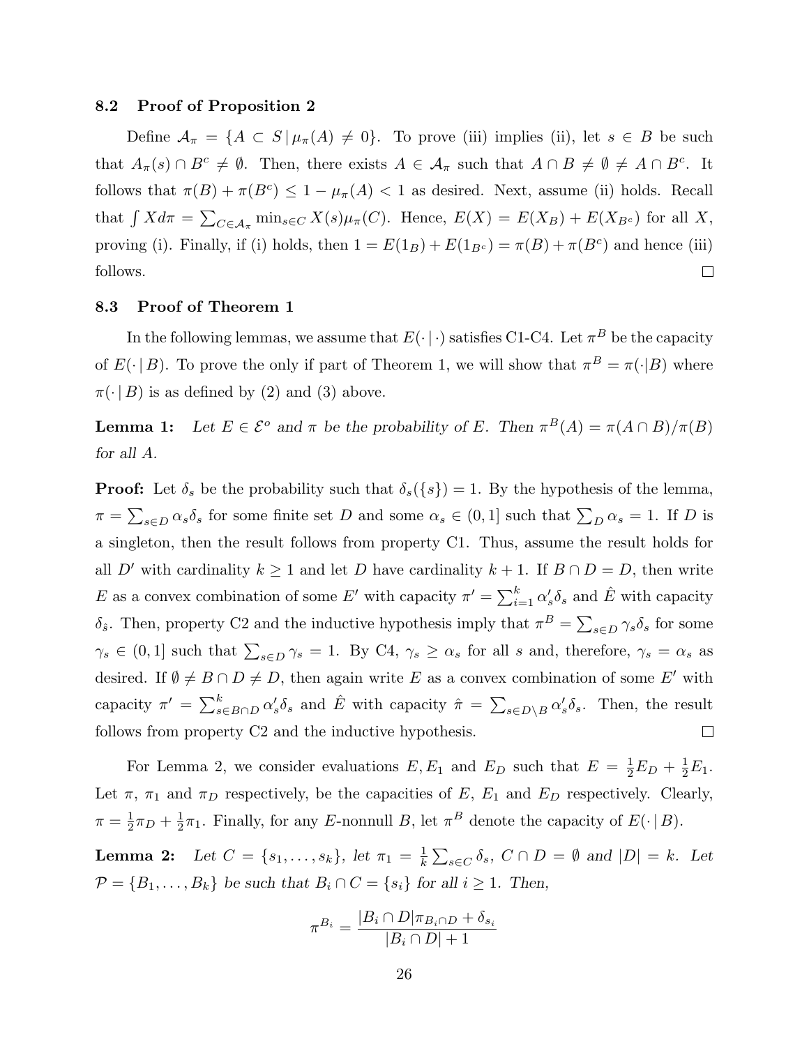### 8.2 Proof of Proposition 2

Define $\mathcal{A}_\pi = \{A \subset S \,|\, \mu_\pi(A) \neq 0\}$. To prove (iii) implies (ii), let $s \in B$ be such that $A_\pi(s) \cap B^c \neq \emptyset$. Then, there exists $A \in \mathcal{A}_\pi$ such that $A \cap B \neq \emptyset \neq A \cap B^c$. It follows that $\pi(B) + \pi(B^c) \leq 1 - \mu_\pi(A) < 1$ as desired. Next, assume (ii) holds. Recall that $\int X d\pi = \sum_{C \in \mathcal{A}_\pi} \min_{s \in C} X(s)\mu_\pi(C)$. Hence, $E(X) = E(X_B) + E(X_{B^c})$ for all $X$, proving (i). Finally, if (i) holds, then $1 = E(1_B) + E(1_{B^c}) = \pi(B) + \pi(B^c)$ and hence (iii) follows. □

### 8.3 Proof of Theorem 1

In the following lemmas, we assume that $E(\cdot \,|\, \cdot)$ satisfies C1-C4. Let $\pi^B$ be the capacity of $E(\cdot \,|\, B)$. To prove the only if part of Theorem 1, we will show that $\pi^B = \pi(\cdot|B)$ where $\pi(\cdot \,|\, B)$ is as defined by (2) and (3) above.

**Lemma 1:** *Let $E \in \mathcal{E}^o$ and $\pi$ be the probability of $E$. Then $\pi^B(A) = \pi(A \cap B)/\pi(B)$ for all $A$.*

**Proof:** Let $\delta_s$ be the probability such that $\delta_s(\{s\}) = 1$. By the hypothesis of the lemma, $\pi = \sum_{s \in D} \alpha_s \delta_s$ for some finite set $D$ and some $\alpha_s \in (0, 1]$ such that $\sum_D \alpha_s = 1$. If $D$ is a singleton, then the result follows from property C1. Thus, assume the result holds for all $D'$ with cardinality $k \geq 1$ and let $D$ have cardinality $k + 1$. If $B \cap D = D$, then write $E$ as a convex combination of some $E'$ with capacity $\pi' = \sum_{i=1}^k \alpha'_s \delta_s$ and $\hat{E}$ with capacity $\delta_{\hat{s}}$. Then, property C2 and the inductive hypothesis imply that $\pi^B = \sum_{s \in D} \gamma_s \delta_s$ for some $\gamma_s \in (0, 1]$ such that $\sum_{s \in D} \gamma_s = 1$. By C4, $\gamma_s \geq \alpha_s$ for all $s$ and, therefore, $\gamma_s = \alpha_s$ as desired. If $\emptyset \neq B \cap D \neq D$, then again write $E$ as a convex combination of some $E'$ with capacity $\pi' = \sum_{s \in B \cap D}^k \alpha'_s \delta_s$ and $\hat{E}$ with capacity $\hat{\pi} = \sum_{s \in D \setminus B} \alpha'_s \delta_s$. Then, the result follows from property C2 and the inductive hypothesis. □

For Lemma 2, we consider evaluations $E, E_1$ and $E_D$ such that $E = \frac{1}{2}E_D + \frac{1}{2}E_1$. Let $\pi$, $\pi_1$ and $\pi_D$ respectively, be the capacities of $E$, $E_1$ and $E_D$ respectively. Clearly, $\pi = \frac{1}{2}\pi_D + \frac{1}{2}\pi_1$. Finally, for any $E$-nonnull $B$, let $\pi^B$ denote the capacity of $E(\cdot \,|\, B)$.

**Lemma 2:** *Let $C = \{s_1, \ldots, s_k\}$, let $\pi_1 = \frac{1}{k}\sum_{s \in C} \delta_s$, $C \cap D = \emptyset$ and $|D| = k$. Let $\mathcal{P} = \{B_1, \ldots, B_k\}$ be such that $B_i \cap C = \{s_i\}$ for all $i \geq 1$. Then,*

$$\pi^{B_i} = \frac{|B_i \cap D|\pi_{B_i \cap D} + \delta_{s_i}}{|B_i \cap D| + 1}$$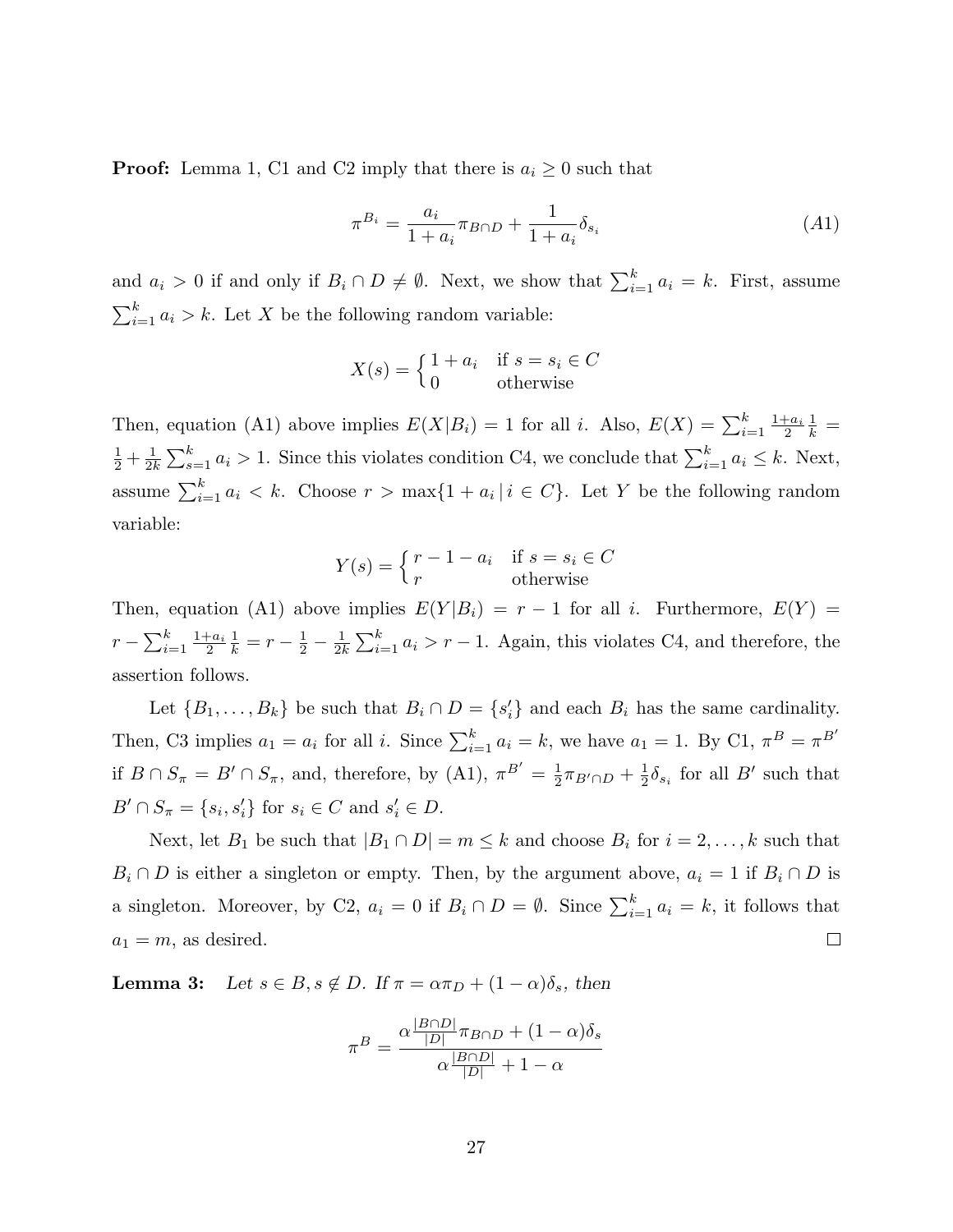**Proof:** Lemma 1, C1 and C2 imply that there is $a_i \geq 0$ such that

$$\pi^{B_i} = \frac{a_i}{1+a_i}\pi_{B\cap D} + \frac{1}{1+a_i}\delta_{s_i} \tag{A1}$$

and $a_i > 0$ if and only if $B_i \cap D \neq \emptyset$. Next, we show that $\sum_{i=1}^k a_i = k$. First, assume $\sum_{i=1}^k a_i > k$. Let $X$ be the following random variable:

$$X(s) = \begin{cases} 1 + a_i & \text{if } s = s_i \in C \\ 0 & \text{otherwise} \end{cases}$$

Then, equation (A1) above implies $E(X|B_i) = 1$ for all $i$. Also, $E(X) = \sum_{i=1}^k \frac{1+a_i}{2}\frac{1}{k} = \frac{1}{2} + \frac{1}{2k}\sum_{s=1}^k a_i > 1$. Since this violates condition C4, we conclude that $\sum_{i=1}^k a_i \leq k$. Next, assume $\sum_{i=1}^k a_i < k$. Choose $r > \max\{1 + a_i \,|\, i \in C\}$. Let $Y$ be the following random variable:

$$Y(s) = \begin{cases} r - 1 - a_i & \text{if } s = s_i \in C \\ r & \text{otherwise} \end{cases}$$

Then, equation (A1) above implies $E(Y|B_i) = r - 1$ for all $i$. Furthermore, $E(Y) = r - \sum_{i=1}^k \frac{1+a_i}{2}\frac{1}{k} = r - \frac{1}{2} - \frac{1}{2k}\sum_{i=1}^k a_i > r - 1$. Again, this violates C4, and therefore, the assertion follows.

Let $\{B_1, \ldots, B_k\}$ be such that $B_i \cap D = \{s_i'\}$ and each $B_i$ has the same cardinality. Then, C3 implies $a_1 = a_i$ for all $i$. Since $\sum_{i=1}^k a_i = k$, we have $a_1 = 1$. By C1, $\pi^B = \pi^{B'}$ if $B \cap S_\pi = B' \cap S_\pi$, and, therefore, by (A1), $\pi^{B'} = \frac{1}{2}\pi_{B'\cap D} + \frac{1}{2}\delta_{s_i}$ for all $B'$ such that $B' \cap S_\pi = \{s_i, s_i'\}$ for $s_i \in C$ and $s_i' \in D$.

Next, let $B_1$ be such that $|B_1 \cap D| = m \leq k$ and choose $B_i$ for $i = 2, \ldots, k$ such that $B_i \cap D$ is either a singleton or empty. Then, by the argument above, $a_i = 1$ if $B_i \cap D$ is a singleton. Moreover, by C2, $a_i = 0$ if $B_i \cap D = \emptyset$. Since $\sum_{i=1}^k a_i = k$, it follows that $a_1 = m$, as desired. $\square$

**Lemma 3:** *Let $s \in B, s \notin D$. If $\pi = \alpha\pi_D + (1-\alpha)\delta_s$, then*

$$\pi^B = \frac{\alpha\frac{|B\cap D|}{|D|}\pi_{B\cap D} + (1-\alpha)\delta_s}{\alpha\frac{|B\cap D|}{|D|} + 1 - \alpha}$$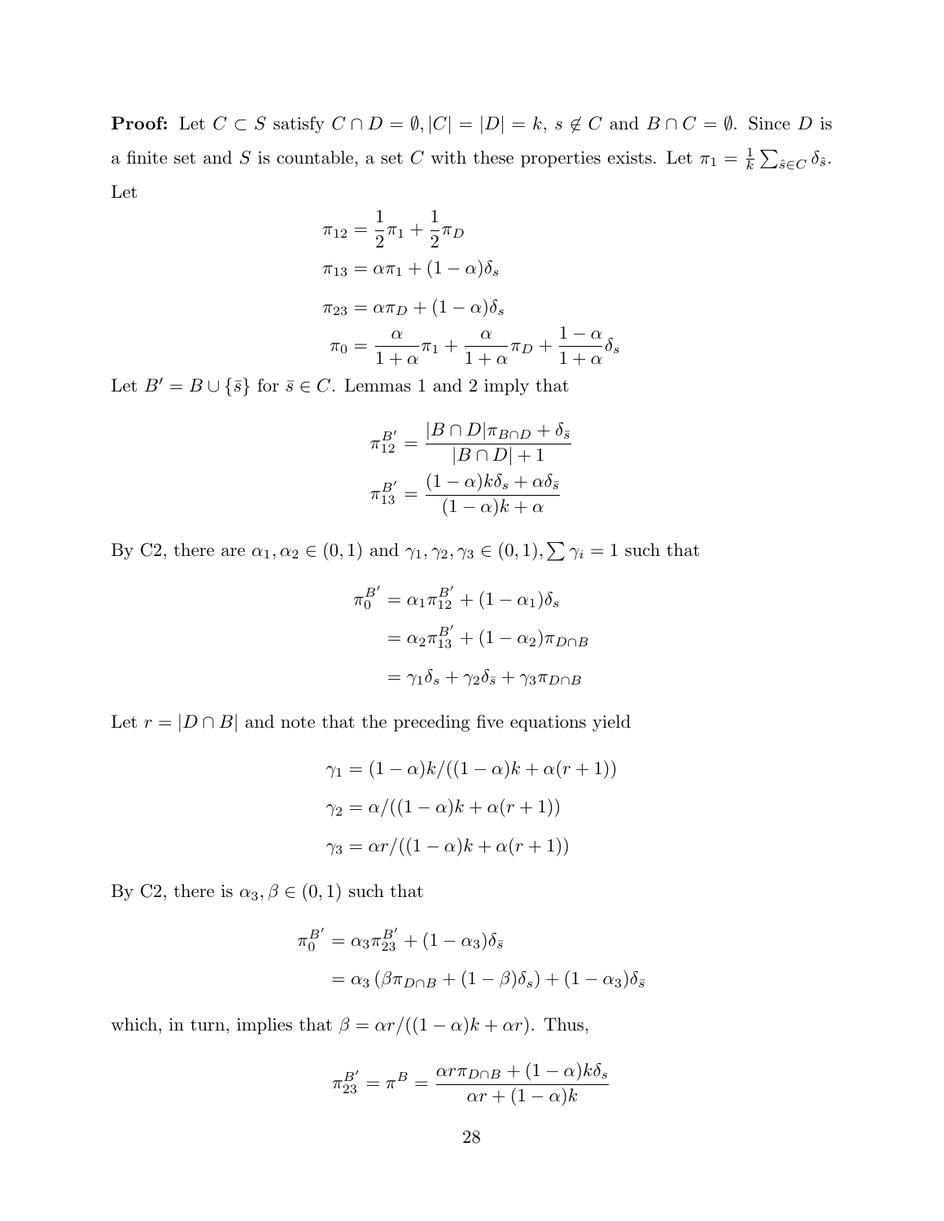**Proof:** Let $C \subset S$ satisfy $C \cap D = \emptyset, |C| = |D| = k$, $s \notin C$ and $B \cap C = \emptyset$. Since $D$ is a finite set and $S$ is countable, a set $C$ with these properties exists. Let $\pi_1 = \frac{1}{k} \sum_{\hat{s} \in C} \delta_{\hat{s}}$. Let

$$
\begin{aligned}
\pi_{12} &= \frac{1}{2}\pi_1 + \frac{1}{2}\pi_D \\
\pi_{13} &= \alpha \pi_1 + (1-\alpha)\delta_s \\
\pi_{23} &= \alpha \pi_D + (1-\alpha)\delta_s \\
\pi_0 &= \frac{\alpha}{1+\alpha}\pi_1 + \frac{\alpha}{1+\alpha}\pi_D + \frac{1-\alpha}{1+\alpha}\delta_s
\end{aligned}
$$

Let $B' = B \cup \{\bar{s}\}$ for $\bar{s} \in C$. Lemmas 1 and 2 imply that

$$
\begin{aligned}
\pi_{12}^{B'} &= \frac{|B \cap D|\pi_{B \cap D} + \delta_{\bar{s}}}{|B \cap D| + 1} \\
\pi_{13}^{B'} &= \frac{(1-\alpha)k\delta_s + \alpha\delta_{\bar{s}}}{(1-\alpha)k + \alpha}
\end{aligned}
$$

By C2, there are $\alpha_1, \alpha_2 \in (0,1)$ and $\gamma_1, \gamma_2, \gamma_3 \in (0,1), \sum \gamma_i = 1$ such that

$$
\begin{aligned}
\pi_0^{B'} &= \alpha_1 \pi_{12}^{B'} + (1-\alpha_1)\delta_s \\
&= \alpha_2 \pi_{13}^{B'} + (1-\alpha_2)\pi_{D \cap B} \\
&= \gamma_1 \delta_s + \gamma_2 \delta_{\bar{s}} + \gamma_3 \pi_{D \cap B}
\end{aligned}
$$

Let $r = |D \cap B|$ and note that the preceding five equations yield

$$
\begin{aligned}
\gamma_1 &= (1-\alpha)k/((1-\alpha)k + \alpha(r+1)) \\
\gamma_2 &= \alpha/((1-\alpha)k + \alpha(r+1)) \\
\gamma_3 &= \alpha r/((1-\alpha)k + \alpha(r+1))
\end{aligned}
$$

By C2, there is $\alpha_3, \beta \in (0,1)$ such that

$$
\begin{aligned}
\pi_0^{B'} &= \alpha_3 \pi_{23}^{B'} + (1-\alpha_3)\delta_{\bar{s}} \\
&= \alpha_3 \left(\beta \pi_{D \cap B} + (1-\beta)\delta_s\right) + (1-\alpha_3)\delta_{\bar{s}}
\end{aligned}
$$

which, in turn, implies that $\beta = \alpha r/((1-\alpha)k + \alpha r)$. Thus,

$$
\pi_{23}^{B'} = \pi^B = \frac{\alpha r \pi_{D \cap B} + (1-\alpha)k\delta_s}{\alpha r + (1-\alpha)k}
$$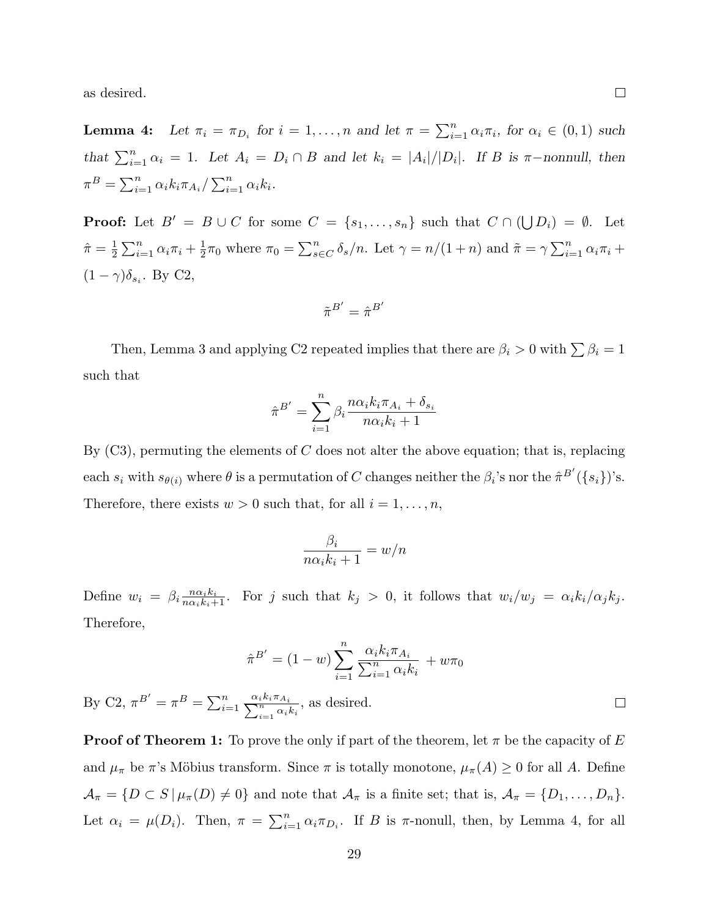as desired. □

**Lemma 4:** *Let $\pi_i = \pi_{D_i}$ for $i = 1, \ldots, n$ and let $\pi = \sum_{i=1}^n \alpha_i \pi_i$, for $\alpha_i \in (0,1)$ such that $\sum_{i=1}^n \alpha_i = 1$. Let $A_i = D_i \cap B$ and let $k_i = |A_i|/|D_i|$. If $B$ is $\pi-$nonnull, then $\pi^B = \sum_{i=1}^n \alpha_i k_i \pi_{A_i} / \sum_{i=1}^n \alpha_i k_i$.*

**Proof:** Let $B' = B \cup C$ for some $C = \{s_1, \ldots, s_n\}$ such that $C \cap (\bigcup D_i) = \emptyset$. Let $\hat{\pi} = \frac{1}{2}\sum_{i=1}^n \alpha_i \pi_i + \frac{1}{2}\pi_0$ where $\pi_0 = \sum_{s \in C}^n \delta_s / n$. Let $\gamma = n/(1+n)$ and $\tilde{\pi} = \gamma \sum_{i=1}^n \alpha_i \pi_i + (1-\gamma)\delta_{s_i}$. By C2,

$$\tilde{\pi}^{B'} = \hat{\pi}^{B'}$$

Then, Lemma 3 and applying C2 repeated implies that there are $\beta_i > 0$ with $\sum \beta_i = 1$ such that

$$\hat{\pi}^{B'} = \sum_{i=1}^n \beta_i \frac{n\alpha_i k_i \pi_{A_i} + \delta_{s_i}}{n\alpha_i k_i + 1}$$

By (C3), permuting the elements of $C$ does not alter the above equation; that is, replacing each $s_i$ with $s_{\theta(i)}$ where $\theta$ is a permutation of $C$ changes neither the $\beta_i$'s nor the $\hat{\pi}^{B'}(\{s_i\})$'s. Therefore, there exists $w > 0$ such that, for all $i = 1, \ldots, n$,

$$\frac{\beta_i}{n\alpha_i k_i + 1} = w/n$$

Define $w_i = \beta_i \frac{n\alpha_i k_i}{n\alpha_i k_i + 1}$. For $j$ such that $k_j > 0$, it follows that $w_i/w_j = \alpha_i k_i / \alpha_j k_j$. Therefore,

$$\hat{\pi}^{B'} = (1-w)\sum_{i=1}^n \frac{\alpha_i k_i \pi_{A_i}}{\sum_{i=1}^n \alpha_i k_i} + w\pi_0$$

By C2, $\pi^{B'} = \pi^B = \sum_{i=1}^n \frac{\alpha_i k_i \pi_{A_i}}{\sum_{i=1}^n \alpha_i k_i}$, as desired. □

**Proof of Theorem 1:** To prove the only if part of the theorem, let $\pi$ be the capacity of $E$ and $\mu_\pi$ be $\pi$'s Möbius transform. Since $\pi$ is totally monotone, $\mu_\pi(A) \geq 0$ for all $A$. Define $\mathcal{A}_\pi = \{D \subset S \,|\, \mu_\pi(D) \neq 0\}$ and note that $\mathcal{A}_\pi$ is a finite set; that is, $\mathcal{A}_\pi = \{D_1, \ldots, D_n\}$. Let $\alpha_i = \mu(D_i)$. Then, $\pi = \sum_{i=1}^n \alpha_i \pi_{D_i}$. If $B$ is $\pi$-nonnull, then, by Lemma 4, for all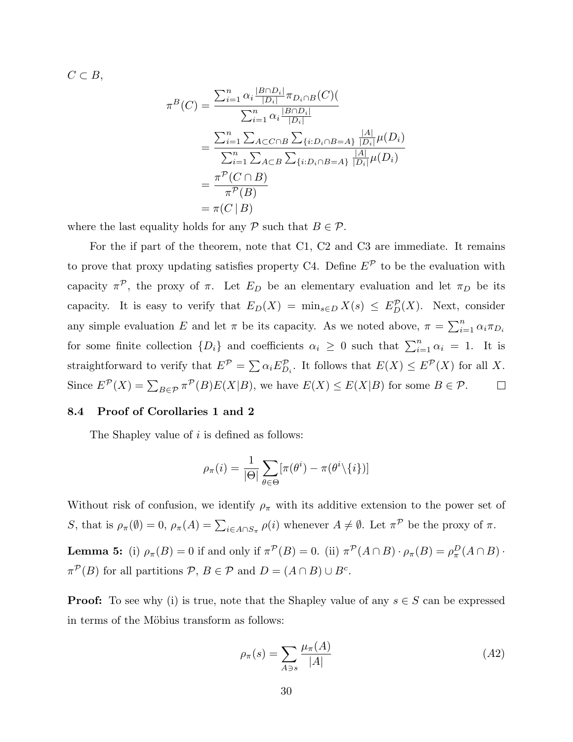$C \subset B$,

$$
\begin{aligned}
\pi^B(C) &= \frac{\sum_{i=1}^n \alpha_i \frac{|B\cap D_i|}{|D_i|} \pi_{D_i \cap B}(C)(}{\sum_{i=1}^n \alpha_i \frac{|B\cap D_i|}{|D_i|}} \\
&= \frac{\sum_{i=1}^n \sum_{A \subset C\cap B} \sum_{\{i: D_i \cap B = A\}} \frac{|A|}{|D_i|} \mu(D_i)}{\sum_{i=1}^n \sum_{A\subset B} \sum_{\{i: D_i\cap B = A\}} \frac{|A|}{|D_i|}\mu(D_i)} \\
&= \frac{\pi^{\mathcal{P}}(C\cap B)}{\pi^{\mathcal{P}}(B)} \\
&= \pi(C \mid B)
\end{aligned}
$$

where the last equality holds for any $\mathcal{P}$ such that $B \in \mathcal{P}$.

For the if part of the theorem, note that C1, C2 and C3 are immediate. It remains to prove that proxy updating satisfies property C4. Define $E^{\mathcal{P}}$ to be the evaluation with capacity $\pi^{\mathcal{P}}$, the proxy of $\pi$. Let $E_D$ be an elementary evaluation and let $\pi_D$ be its capacity. It is easy to verify that $E_D(X) = \min_{s\in D} X(s) \leq E_D^{\mathcal{P}}(X)$. Next, consider any simple evaluation $E$ and let $\pi$ be its capacity. As we noted above, $\pi = \sum_{i=1}^n \alpha_i \pi_{D_i}$ for some finite collection $\{D_i\}$ and coefficients $\alpha_i \geq 0$ such that $\sum_{i=1}^n \alpha_i = 1$. It is straightforward to verify that $E^{\mathcal{P}} = \sum \alpha_i E_{D_i}^{\mathcal{P}}$. It follows that $E(X) \leq E^{\mathcal{P}}(X)$ for all $X$. Since $E^{\mathcal{P}}(X) = \sum_{B\in\mathcal{P}} \pi^{\mathcal{P}}(B) E(X|B)$, we have $E(X) \leq E(X|B)$ for some $B \in \mathcal{P}$. □

### 8.4 Proof of Corollaries 1 and 2

The Shapley value of $i$ is defined as follows:

$$
\rho_\pi(i) = \frac{1}{|\Theta|} \sum_{\theta\in\Theta} [\pi(\theta^i) - \pi(\theta^i \backslash \{i\})]
$$

Without risk of confusion, we identify $\rho_\pi$ with its additive extension to the power set of $S$, that is $\rho_\pi(\emptyset) = 0$, $\rho_\pi(A) = \sum_{i\in A\cap S_\pi} \rho(i)$ whenever $A \neq \emptyset$. Let $\pi^{\mathcal{P}}$ be the proxy of $\pi$.

**Lemma 5:** (i) $\rho_\pi(B) = 0$ if and only if $\pi^{\mathcal{P}}(B) = 0$. (ii) $\pi^{\mathcal{P}}(A\cap B)\cdot \rho_\pi(B) = \rho_\pi^D(A\cap B)\cdot \pi^{\mathcal{P}}(B)$ for all partitions $\mathcal{P}$, $B \in \mathcal{P}$ and $D = (A\cap B)\cup B^c$.

**Proof:** To see why (i) is true, note that the Shapley value of any $s \in S$ can be expressed in terms of the Möbius transform as follows:

$$
\rho_\pi(s) = \sum_{A\ni s} \frac{\mu_\pi(A)}{|A|} \tag{A2}
$$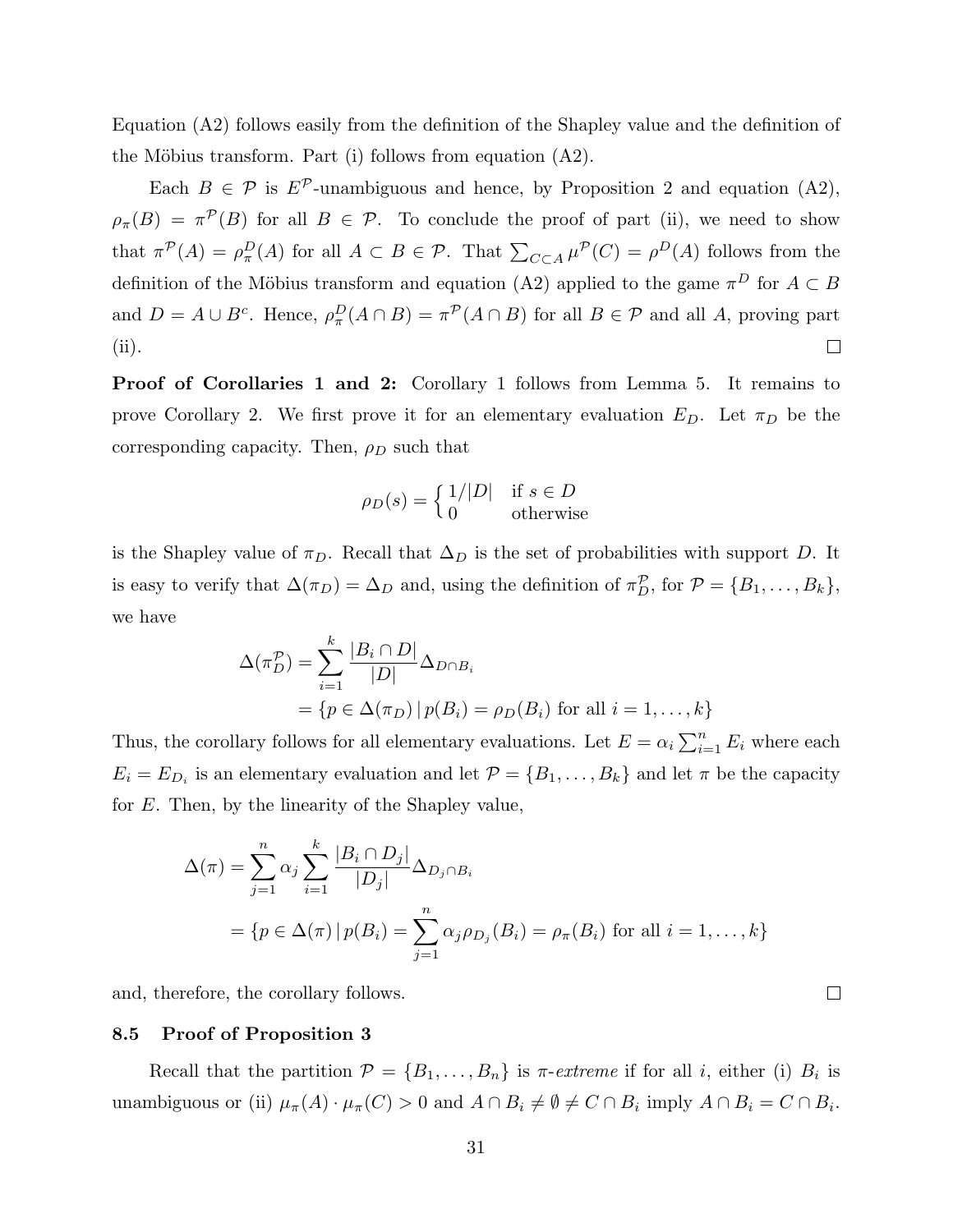Equation (A2) follows easily from the definition of the Shapley value and the definition of the Möbius transform. Part (i) follows from equation (A2).

Each $B \in \mathcal{P}$ is $E^{\mathcal{P}}$-unambiguous and hence, by Proposition 2 and equation (A2), $\rho_\pi(B) = \pi^{\mathcal{P}}(B)$ for all $B \in \mathcal{P}$. To conclude the proof of part (ii), we need to show that $\pi^{\mathcal{P}}(A) = \rho^D_\pi(A)$ for all $A \subset B \in \mathcal{P}$. That $\sum_{C \subset A} \mu^{\mathcal{P}}(C) = \rho^D(A)$ follows from the definition of the Möbius transform and equation (A2) applied to the game $\pi^D$ for $A \subset B$ and $D = A \cup B^c$. Hence, $\rho^D_\pi(A \cap B) = \pi^{\mathcal{P}}(A \cap B)$ for all $B \in \mathcal{P}$ and all $A$, proving part (ii). $\square$

**Proof of Corollaries 1 and 2:** Corollary 1 follows from Lemma 5. It remains to prove Corollary 2. We first prove it for an elementary evaluation $E_D$. Let $\pi_D$ be the corresponding capacity. Then, $\rho_D$ such that

$$\rho_D(s) = \begin{cases} 1/|D| & \text{if } s \in D \\ 0 & \text{otherwise} \end{cases}$$

is the Shapley value of $\pi_D$. Recall that $\Delta_D$ is the set of probabilities with support $D$. It is easy to verify that $\Delta(\pi_D) = \Delta_D$ and, using the definition of $\pi^{\mathcal{P}}_D$, for $\mathcal{P} = \{B_1, \ldots, B_k\}$, we have

$$\begin{aligned}
\Delta(\pi^{\mathcal{P}}_D) &= \sum_{i=1}^{k} \frac{|B_i \cap D|}{|D|} \Delta_{D \cap B_i} \\
&= \{p \in \Delta(\pi_D) \,|\, p(B_i) = \rho_D(B_i) \text{ for all } i = 1, \ldots, k\}
\end{aligned}$$

Thus, the corollary follows for all elementary evaluations. Let $E = \alpha_i \sum_{i=1}^{n} E_i$ where each $E_i = E_{D_i}$ is an elementary evaluation and let $\mathcal{P} = \{B_1, \ldots, B_k\}$ and let $\pi$ be the capacity for $E$. Then, by the linearity of the Shapley value,

$$\begin{aligned}
\Delta(\pi) &= \sum_{j=1}^{n} \alpha_j \sum_{i=1}^{k} \frac{|B_i \cap D_j|}{|D_j|} \Delta_{D_j \cap B_i} \\
&= \{p \in \Delta(\pi) \,|\, p(B_i) = \sum_{j=1}^{n} \alpha_j \rho_{D_j}(B_i) = \rho_\pi(B_i) \text{ for all } i = 1, \ldots, k\}
\end{aligned}$$

and, therefore, the corollary follows. $\square$

### 8.5 Proof of Proposition 3

Recall that the partition $\mathcal{P} = \{B_1, \ldots, B_n\}$ is $\pi$-*extreme* if for all $i$, either (i) $B_i$ is unambiguous or (ii) $\mu_\pi(A) \cdot \mu_\pi(C) > 0$ and $A \cap B_i \neq \emptyset \neq C \cap B_i$ imply $A \cap B_i = C \cap B_i$.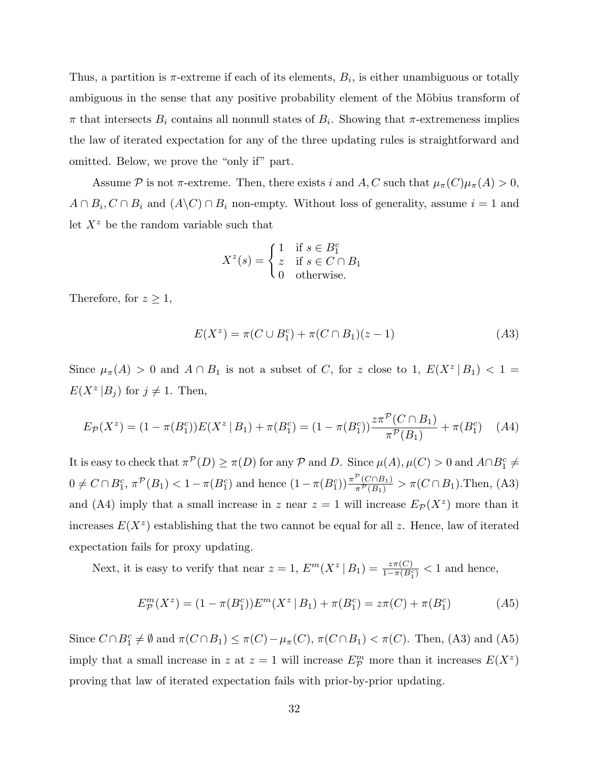Thus, a partition is $\pi$-extreme if each of its elements, $B_i$, is either unambiguous or totally ambiguous in the sense that any positive probability element of the Möbius transform of $\pi$ that intersects $B_i$ contains all nonnull states of $B_i$. Showing that $\pi$-extremeness implies the law of iterated expectation for any of the three updating rules is straightforward and omitted. Below, we prove the "only if" part.

Assume $\mathcal{P}$ is not $\pi$-extreme. Then, there exists $i$ and $A, C$ such that $\mu_\pi(C)\mu_\pi(A) > 0$, $A \cap B_i, C \cap B_i$ and $(A \backslash C) \cap B_i$ non-empty. Without loss of generality, assume $i = 1$ and let $X^z$ be the random variable such that

$$X^z(s) = \begin{cases} 1 & \text{if } s \in B_1^c \\ z & \text{if } s \in C \cap B_1 \\ 0 & \text{otherwise.} \end{cases}$$

Therefore, for $z \geq 1$,

$$E(X^z) = \pi(C \cup B_1^c) + \pi(C \cap B_1)(z - 1) \tag{A3}$$

Since $\mu_\pi(A) > 0$ and $A \cap B_1$ is not a subset of $C$, for $z$ close to 1, $E(X^z \,|\, B_1) < 1 = E(X^z \,|B_j)$ for $j \neq 1$. Then,

$$E_{\mathcal{P}}(X^z) = (1 - \pi(B_1^c))E(X^z \,|\, B_1) + \pi(B_1^c) = (1 - \pi(B_1^c))\frac{z\pi^{\mathcal{P}}(C \cap B_1)}{\pi^{\mathcal{P}}(B_1)} + \pi(B_1^c) \tag{A4}$$

It is easy to check that $\pi^{\mathcal{P}}(D) \geq \pi(D)$ for any $\mathcal{P}$ and $D$. Since $\mu(A), \mu(C) > 0$ and $A \cap B_1^c \neq 0 \neq C \cap B_1^c$, $\pi^{\mathcal{P}}(B_1) < 1 - \pi(B_1^c)$ and hence $(1 - \pi(B_1^c))\frac{\pi^{\mathcal{P}}(C \cap B_1)}{\pi^{\mathcal{P}}(B_1)} > \pi(C \cap B_1)$.Then, (A3) and (A4) imply that a small increase in $z$ near $z = 1$ will increase $E_{\mathcal{P}}(X^z)$ more than it increases $E(X^z)$ establishing that the two cannot be equal for all $z$. Hence, law of iterated expectation fails for proxy updating.

Next, it is easy to verify that near $z = 1$, $E^m(X^z \,|\, B_1) = \frac{z\pi(C)}{1 - \pi(B_1^c)} < 1$ and hence,

$$E^m_{\mathcal{P}}(X^z) = (1 - \pi(B_1^c))E^m(X^z \,|\, B_1) + \pi(B_1^c) = z\pi(C) + \pi(B_1^c) \tag{A5}$$

Since $C \cap B_1^c \neq \emptyset$ and $\pi(C \cap B_1) \leq \pi(C) - \mu_\pi(C)$, $\pi(C \cap B_1) < \pi(C)$. Then, (A3) and (A5) imply that a small increase in $z$ at $z = 1$ will increase $E^m_{\mathcal{P}}$ more than it increases $E(X^z)$ proving that law of iterated expectation fails with prior-by-prior updating.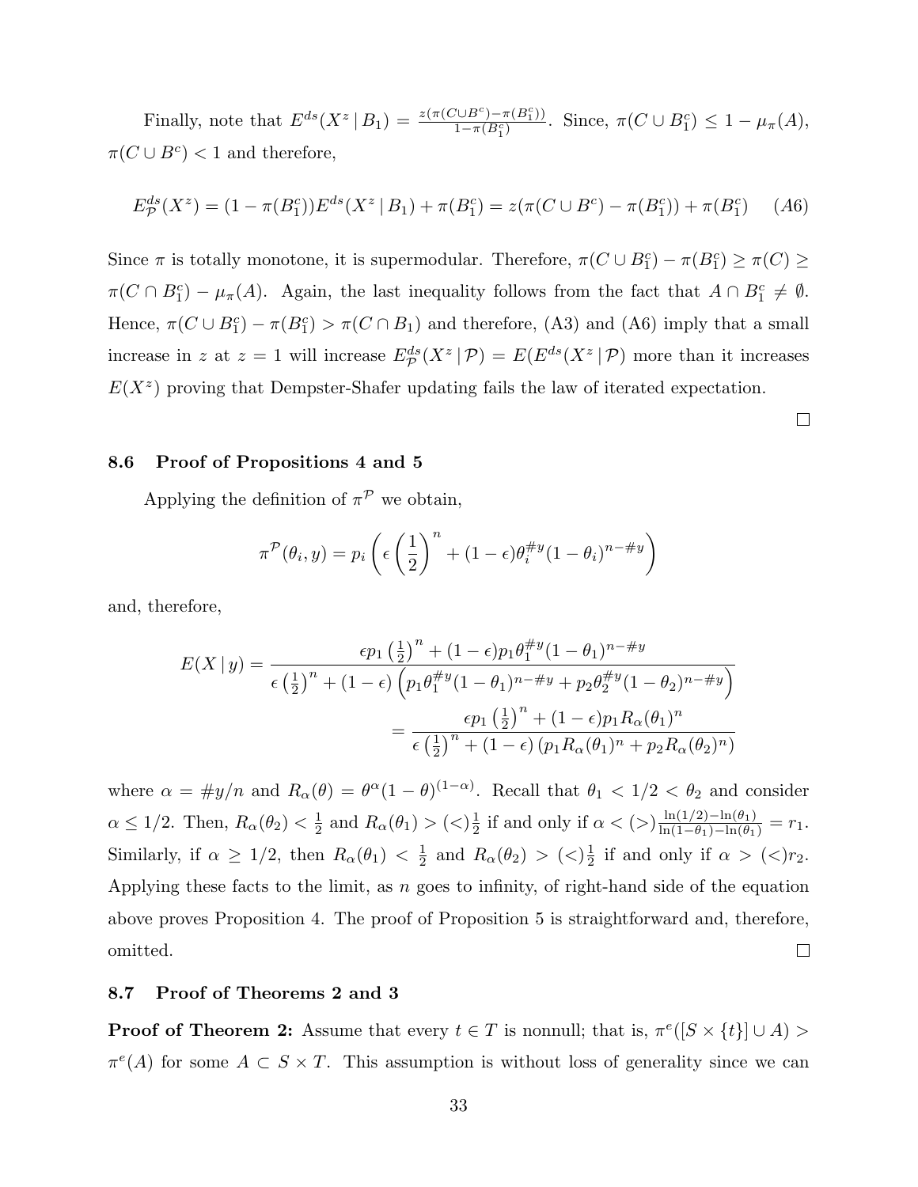Finally, note that $E^{ds}(X^z \,|\, B_1) = \frac{z(\pi(C \cup B^c) - \pi(B_1^c))}{1-\pi(B_1^c)}$. Since, $\pi(C \cup B_1^c) \leq 1 - \mu_\pi(A)$, $\pi(C \cup B^c) < 1$ and therefore,

$$E^{ds}_{\mathcal{P}}(X^z) = (1 - \pi(B_1^c))E^{ds}(X^z \,|\, B_1) + \pi(B_1^c) = z(\pi(C \cup B^c) - \pi(B_1^c)) + \pi(B_1^c) \quad (A6)$$

Since $\pi$ is totally monotone, it is supermodular. Therefore, $\pi(C \cup B_1^c) - \pi(B_1^c) \geq \pi(C) \geq \pi(C \cap B_1^c) - \mu_\pi(A)$. Again, the last inequality follows from the fact that $A \cap B_1^c \neq \emptyset$. Hence, $\pi(C \cup B_1^c) - \pi(B_1^c) > \pi(C \cap B_1)$ and therefore, (A3) and (A6) imply that a small increase in $z$ at $z = 1$ will increase $E^{ds}_{\mathcal{P}}(X^z \,|\, \mathcal{P}) = E(E^{ds}(X^z \,|\, \mathcal{P})$ more than it increases $E(X^z)$ proving that Dempster-Shafer updating fails the law of iterated expectation.

□

### 8.6 Proof of Propositions 4 and 5

Applying the definition of $\pi^{\mathcal{P}}$ we obtain,

$$\pi^{\mathcal{P}}(\theta_i, y) = p_i \left( \epsilon \left(\frac{1}{2}\right)^n + (1-\epsilon)\theta_i^{\#y}(1-\theta_i)^{n-\#y} \right)$$

and, therefore,

$$E(X \,|\, y) = \frac{\epsilon p_1 \left(\frac{1}{2}\right)^n + (1-\epsilon)p_1\theta_1^{\#y}(1-\theta_1)^{n-\#y}}{\epsilon \left(\frac{1}{2}\right)^n + (1-\epsilon)\left(p_1\theta_1^{\#y}(1-\theta_1)^{n-\#y} + p_2\theta_2^{\#y}(1-\theta_2)^{n-\#y}\right)}$$

$$= \frac{\epsilon p_1 \left(\frac{1}{2}\right)^n + (1-\epsilon)p_1 R_\alpha(\theta_1)^n}{\epsilon \left(\frac{1}{2}\right)^n + (1-\epsilon)\left(p_1 R_\alpha(\theta_1)^n + p_2 R_\alpha(\theta_2)^n\right)}$$

where $\alpha = \#y/n$ and $R_\alpha(\theta) = \theta^\alpha(1-\theta)^{(1-\alpha)}$. Recall that $\theta_1 < 1/2 < \theta_2$ and consider $\alpha \leq 1/2$. Then, $R_\alpha(\theta_2) < \frac{1}{2}$ and $R_\alpha(\theta_1) > (<)\frac{1}{2}$ if and only if $\alpha < (>)\frac{\ln(1/2)-\ln(\theta_1)}{\ln(1-\theta_1)-\ln(\theta_1)} = r_1$. Similarly, if $\alpha \geq 1/2$, then $R_\alpha(\theta_1) < \frac{1}{2}$ and $R_\alpha(\theta_2) > (<)\frac{1}{2}$ if and only if $\alpha > (<)r_2$. Applying these facts to the limit, as $n$ goes to infinity, of right-hand side of the equation above proves Proposition 4. The proof of Proposition 5 is straightforward and, therefore, omitted.

□

### 8.7 Proof of Theorems 2 and 3

**Proof of Theorem 2:** Assume that every $t \in T$ is nonnull; that is, $\pi^e([S \times \{t\}] \cup A) > \pi^e(A)$ for some $A \subset S \times T$. This assumption is without loss of generality since we can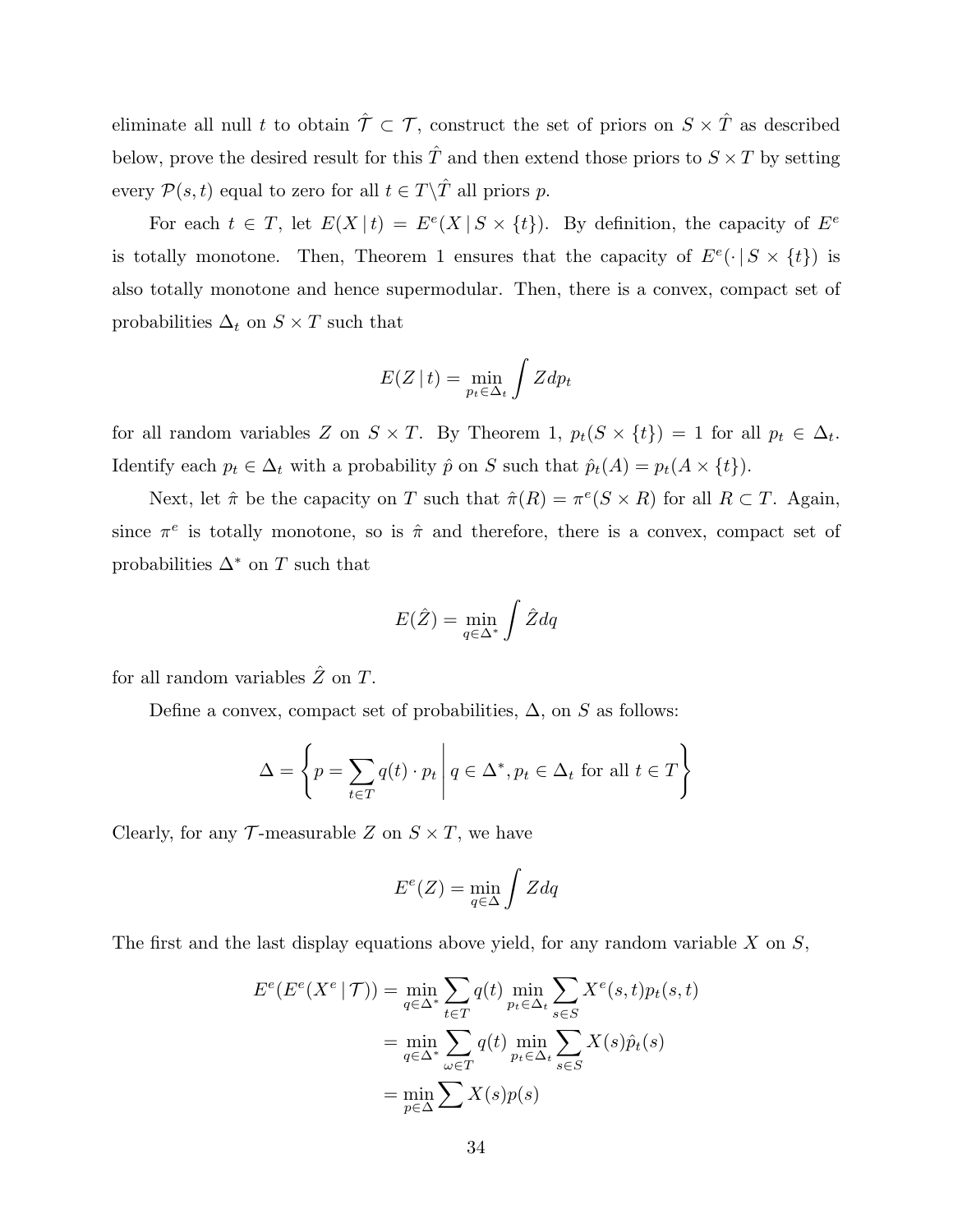eliminate all null $t$ to obtain $\hat{\mathcal{T}} \subset \mathcal{T}$, construct the set of priors on $S \times \hat{T}$ as described below, prove the desired result for this $\hat{T}$ and then extend those priors to $S \times T$ by setting every $\mathcal{P}(s,t)$ equal to zero for all $t \in T \backslash \hat{T}$ all priors $p$.

For each $t \in T$, let $E(X \,|\, t) = E^e(X \,|\, S \times \{t\})$. By definition, the capacity of $E^e$ is totally monotone. Then, Theorem 1 ensures that the capacity of $E^e(\cdot \,|\, S \times \{t\})$ is also totally monotone and hence supermodular. Then, there is a convex, compact set of probabilities $\Delta_t$ on $S \times T$ such that

$$E(Z \,|\, t) = \min_{p_t \in \Delta_t} \int Z dp_t$$

for all random variables $Z$ on $S \times T$. By Theorem 1, $p_t(S \times \{t\}) = 1$ for all $p_t \in \Delta_t$. Identify each $p_t \in \Delta_t$ with a probability $\hat{p}$ on $S$ such that $\hat{p}_t(A) = p_t(A \times \{t\})$.

Next, let $\hat{\pi}$ be the capacity on $T$ such that $\hat{\pi}(R) = \pi^e(S \times R)$ for all $R \subset T$. Again, since $\pi^e$ is totally monotone, so is $\hat{\pi}$ and therefore, there is a convex, compact set of probabilities $\Delta^*$ on $T$ such that

$$E(\hat{Z}) = \min_{q \in \Delta^*} \int \hat{Z} dq$$

for all random variables $\hat{Z}$ on $T$.

Define a convex, compact set of probabilities, $\Delta$, on $S$ as follows:

$$\Delta = \left\{ p = \sum_{t \in T} q(t) \cdot p_t \,\middle|\, q \in \Delta^*, p_t \in \Delta_t \text{ for all } t \in T \right\}$$

Clearly, for any $\mathcal{T}$-measurable $Z$ on $S \times T$, we have

$$E^e(Z) = \min_{q \in \Delta} \int Z dq$$

The first and the last display equations above yield, for any random variable $X$ on $S$,

$$\begin{aligned}
E^e(E^e(X^e \,|\, \mathcal{T})) &= \min_{q \in \Delta^*} \sum_{t \in T} q(t) \min_{p_t \in \Delta_t} \sum_{s \in S} X^e(s,t) p_t(s,t) \\
&= \min_{q \in \Delta^*} \sum_{\omega \in T} q(t) \min_{p_t \in \Delta_t} \sum_{s \in S} X(s) \hat{p}_t(s) \\
&= \min_{p \in \Delta} \sum X(s) p(s)
\end{aligned}$$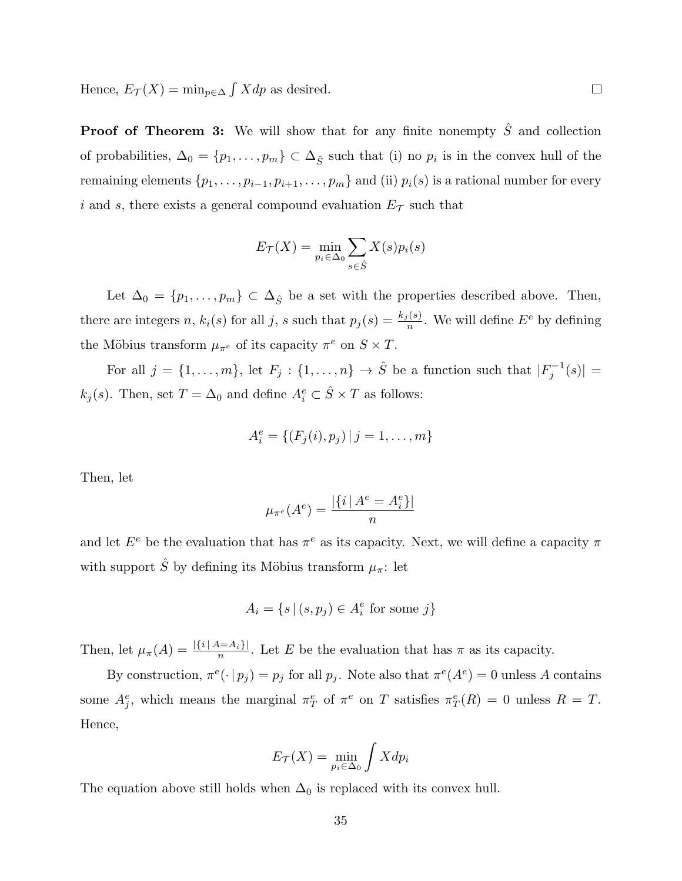Hence, $E_{\mathcal{T}}(X) = \min_{p \in \Delta} \int X dp$ as desired. □

**Proof of Theorem 3:** We will show that for any finite nonempty $\hat{S}$ and collection of probabilities, $\Delta_0 = \{p_1, \ldots, p_m\} \subset \Delta_{\hat{S}}$ such that (i) no $p_i$ is in the convex hull of the remaining elements $\{p_1, \ldots, p_{i-1}, p_{i+1}, \ldots, p_m\}$ and (ii) $p_i(s)$ is a rational number for every $i$ and $s$, there exists a general compound evaluation $E_{\mathcal{T}}$ such that

$$E_{\mathcal{T}}(X) = \min_{p_i \in \Delta_0} \sum_{s \in \hat{S}} X(s) p_i(s)$$

Let $\Delta_0 = \{p_1, \ldots, p_m\} \subset \Delta_{\hat{S}}$ be a set with the properties described above. Then, there are integers $n$, $k_i(s)$ for all $j$, $s$ such that $p_j(s) = \frac{k_j(s)}{n}$. We will define $E^e$ by defining the Möbius transform $\mu_{\pi^e}$ of its capacity $\pi^e$ on $S \times T$.

For all $j = \{1, \ldots, m\}$, let $F_j : \{1, \ldots, n\} \to \hat{S}$ be a function such that $|F_j^{-1}(s)| = k_j(s)$. Then, set $T = \Delta_0$ and define $A_i^e \subset \hat{S} \times T$ as follows:

$$A_i^e = \{(F_j(i), p_j) \,|\, j = 1, \ldots, m\}$$

Then, let

$$\mu_{\pi^e}(A^e) = \frac{|\{i \,|\, A^e = A_i^e\}|}{n}$$

and let $E^e$ be the evaluation that has $\pi^e$ as its capacity. Next, we will define a capacity $\pi$ with support $\hat{S}$ by defining its Möbius transform $\mu_\pi$: let

$$A_i = \{s \,|\, (s, p_j) \in A_i^e \text{ for some } j\}$$

Then, let $\mu_\pi(A) = \frac{|\{i \,|\, A = A_i\}|}{n}$. Let $E$ be the evaluation that has $\pi$ as its capacity.

By construction, $\pi^e(\cdot \,|\, p_j) = p_j$ for all $p_j$. Note also that $\pi^e(A^e) = 0$ unless $A$ contains some $A_j^e$, which means the marginal $\pi_T^e$ of $\pi^e$ on $T$ satisfies $\pi_T^e(R) = 0$ unless $R = T$. Hence,

$$E_{\mathcal{T}}(X) = \min_{p_i \in \Delta_0} \int X dp_i$$

The equation above still holds when $\Delta_0$ is replaced with its convex hull.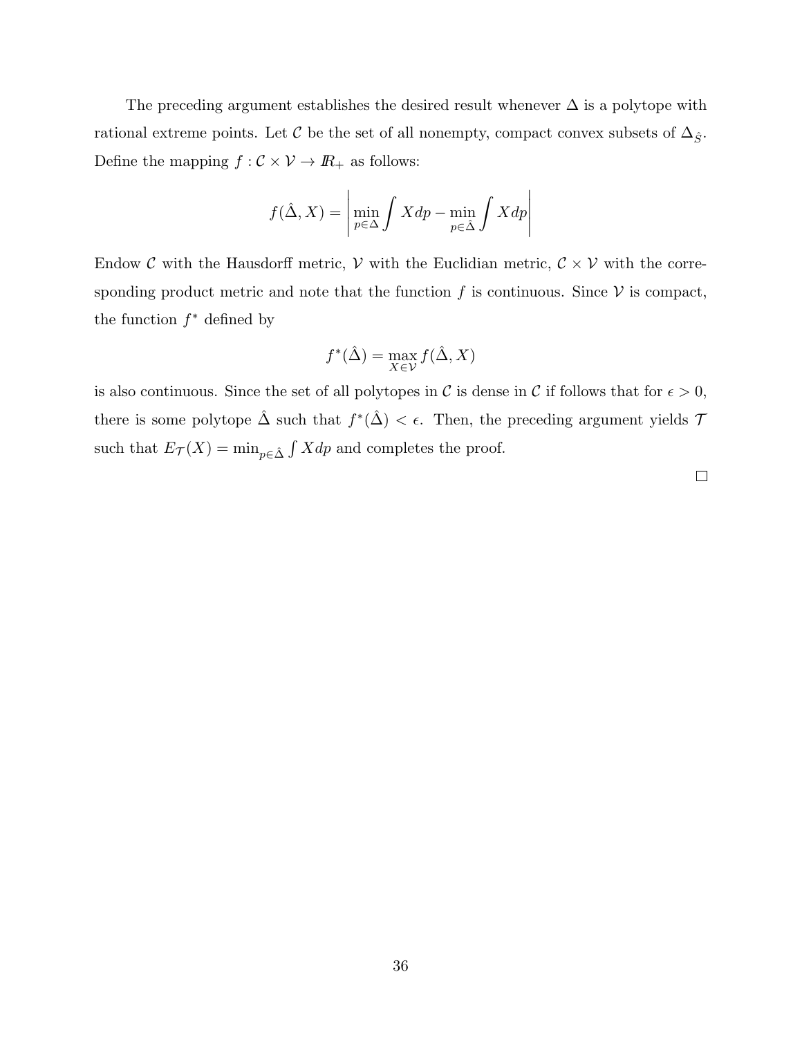The preceding argument establishes the desired result whenever $\Delta$ is a polytope with rational extreme points. Let $\mathcal{C}$ be the set of all nonempty, compact convex subsets of $\Delta_{\hat{S}}$. Define the mapping $f : \mathcal{C} \times \mathcal{V} \to I\!R_+$ as follows:

$$f(\hat{\Delta}, X) = \left| \min_{p \in \Delta} \int X dp - \min_{p \in \hat{\Delta}} \int X dp \right|$$

Endow $\mathcal{C}$ with the Hausdorff metric, $\mathcal{V}$ with the Euclidian metric, $\mathcal{C} \times \mathcal{V}$ with the corresponding product metric and note that the function $f$ is continuous. Since $\mathcal{V}$ is compact, the function $f^*$ defined by

$$f^*(\hat{\Delta}) = \max_{X \in \mathcal{V}} f(\hat{\Delta}, X)$$

is also continuous. Since the set of all polytopes in $\mathcal{C}$ is dense in $\mathcal{C}$ if follows that for $\epsilon > 0$, there is some polytope $\hat{\Delta}$ such that $f^*(\hat{\Delta}) < \epsilon$. Then, the preceding argument yields $\mathcal{T}$ such that $E_{\mathcal{T}}(X) = \min_{p \in \hat{\Delta}} \int X dp$ and completes the proof.

□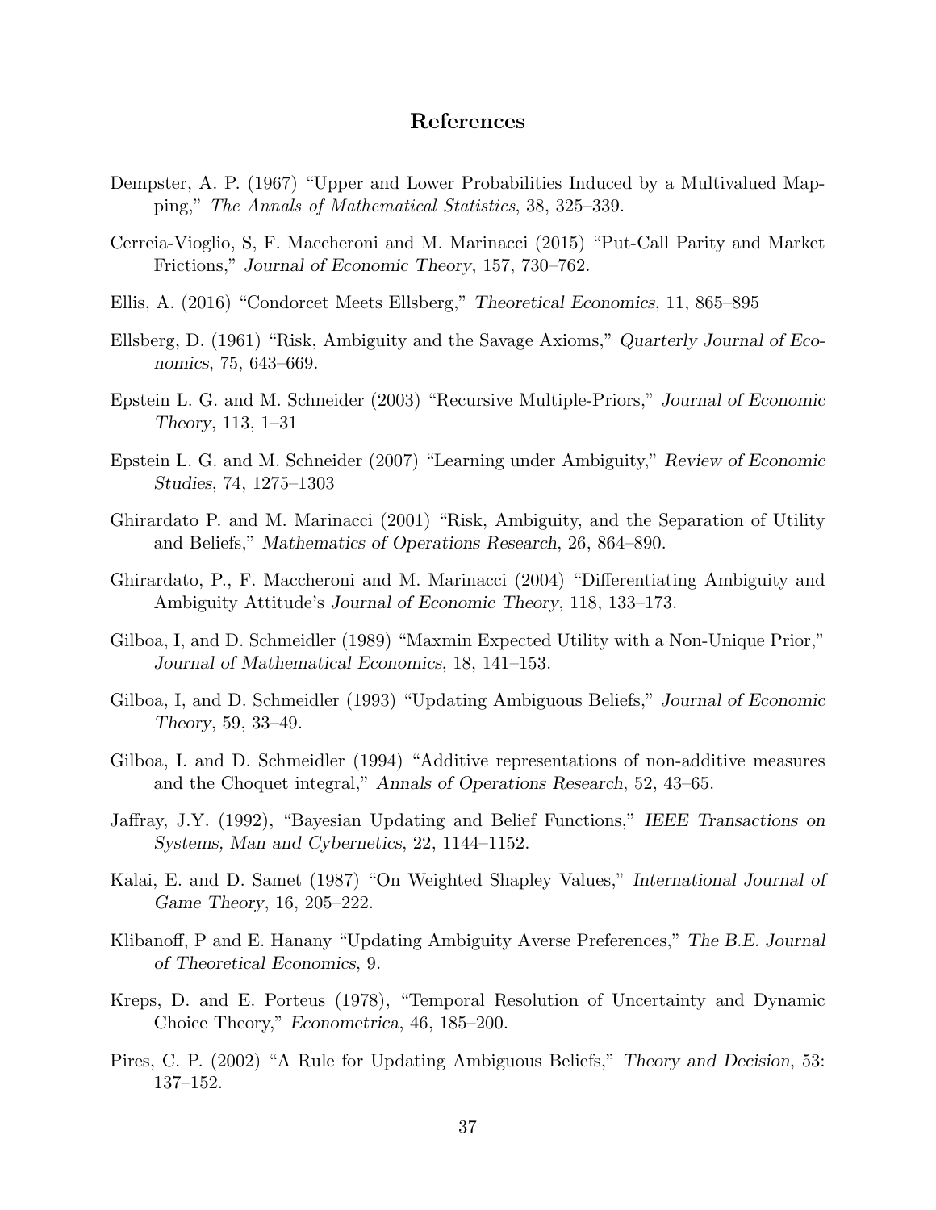## References

Dempster, A. P. (1967) "Upper and Lower Probabilities Induced by a Multivalued Mapping," *The Annals of Mathematical Statistics*, 38, 325–339.

Cerreia-Vioglio, S, F. Maccheroni and M. Marinacci (2015) "Put-Call Parity and Market Frictions," *Journal of Economic Theory*, 157, 730–762.

Ellis, A. (2016) "Condorcet Meets Ellsberg," *Theoretical Economics*, 11, 865–895

Ellsberg, D. (1961) "Risk, Ambiguity and the Savage Axioms," *Quarterly Journal of Economics*, 75, 643–669.

Epstein L. G. and M. Schneider (2003) "Recursive Multiple-Priors," *Journal of Economic Theory*, 113, 1–31

Epstein L. G. and M. Schneider (2007) "Learning under Ambiguity," *Review of Economic Studies*, 74, 1275–1303

Ghirardato P. and M. Marinacci (2001) "Risk, Ambiguity, and the Separation of Utility and Beliefs," *Mathematics of Operations Research*, 26, 864–890.

Ghirardato, P., F. Maccheroni and M. Marinacci (2004) "Differentiating Ambiguity and Ambiguity Attitude's *Journal of Economic Theory*, 118, 133–173.

Gilboa, I, and D. Schmeidler (1989) "Maxmin Expected Utility with a Non-Unique Prior," *Journal of Mathematical Economics*, 18, 141–153.

Gilboa, I, and D. Schmeidler (1993) "Updating Ambiguous Beliefs," *Journal of Economic Theory*, 59, 33–49.

Gilboa, I. and D. Schmeidler (1994) "Additive representations of non-additive measures and the Choquet integral," *Annals of Operations Research*, 52, 43–65.

Jaffray, J.Y. (1992), "Bayesian Updating and Belief Functions," *IEEE Transactions on Systems, Man and Cybernetics*, 22, 1144–1152.

Kalai, E. and D. Samet (1987) "On Weighted Shapley Values," *International Journal of Game Theory*, 16, 205–222.

Klibanoff, P and E. Hanany "Updating Ambiguity Averse Preferences," *The B.E. Journal of Theoretical Economics*, 9.

Kreps, D. and E. Porteus (1978), "Temporal Resolution of Uncertainty and Dynamic Choice Theory," *Econometrica*, 46, 185–200.

Pires, C. P. (2002) "A Rule for Updating Ambiguous Beliefs," *Theory and Decision*, 53: 137–152.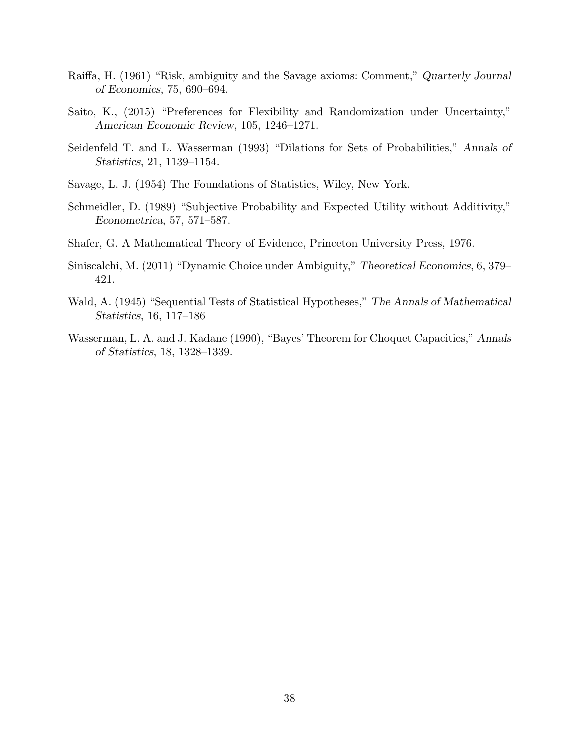Raiffa, H. (1961) "Risk, ambiguity and the Savage axioms: Comment," *Quarterly Journal of Economics*, 75, 690–694.

Saito, K., (2015) "Preferences for Flexibility and Randomization under Uncertainty," *American Economic Review*, 105, 1246–1271.

Seidenfeld T. and L. Wasserman (1993) "Dilations for Sets of Probabilities," *Annals of Statistics*, 21, 1139–1154.

Savage, L. J. (1954) The Foundations of Statistics, Wiley, New York.

Schmeidler, D. (1989) "Subjective Probability and Expected Utility without Additivity," *Econometrica*, 57, 571–587.

Shafer, G. A Mathematical Theory of Evidence, Princeton University Press, 1976.

Siniscalchi, M. (2011) "Dynamic Choice under Ambiguity," *Theoretical Economics*, 6, 379–421.

Wald, A. (1945) "Sequential Tests of Statistical Hypotheses," *The Annals of Mathematical Statistics*, 16, 117–186

Wasserman, L. A. and J. Kadane (1990), "Bayes' Theorem for Choquet Capacities," *Annals of Statistics*, 18, 1328–1339.